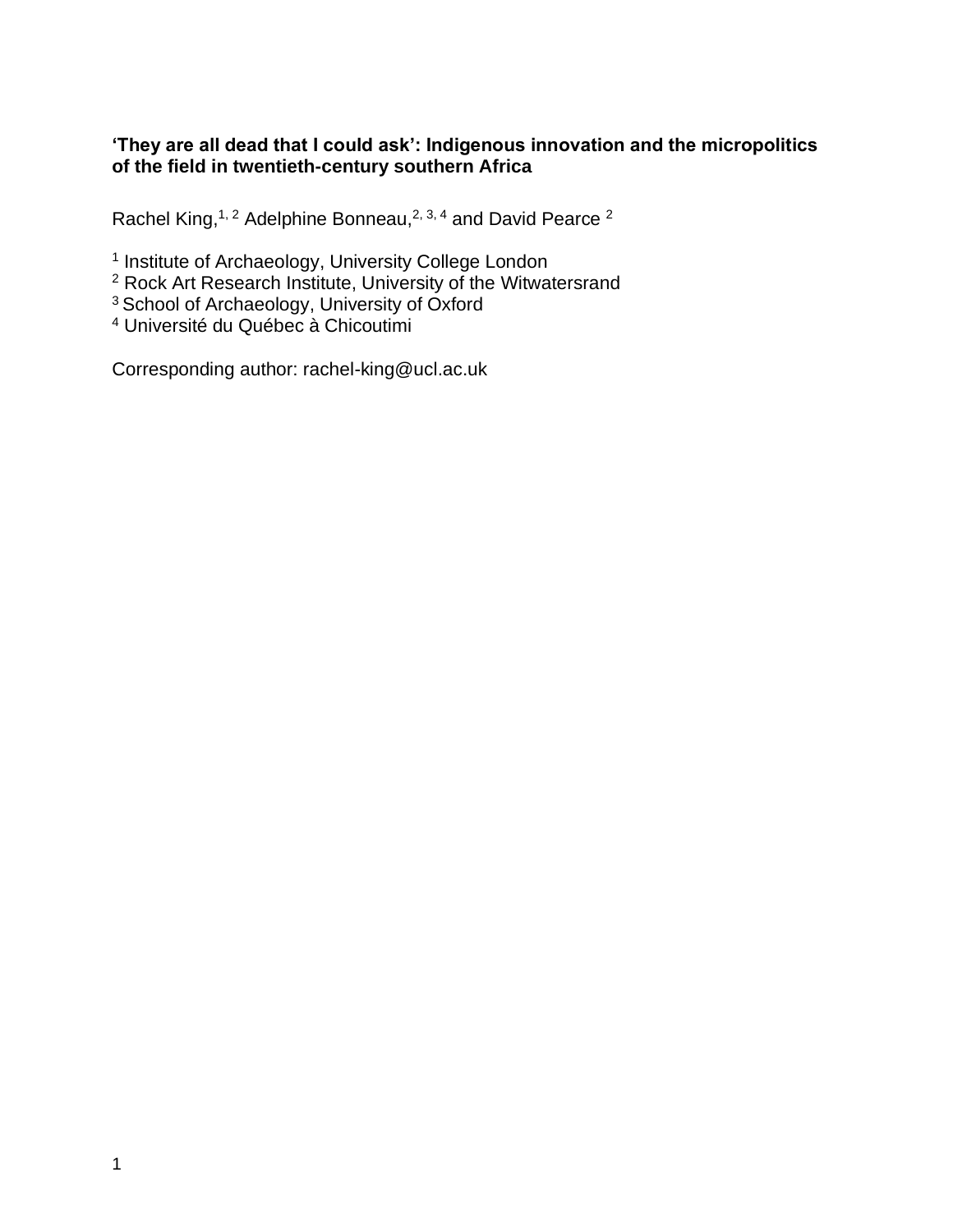**‘They are all dead that I could ask’: Indigenous innovation and the micropolitics of the field in twentieth-century southern Africa**

Rachel King,[1,2] Adelphine Bonneau,[2,3,4] and David Pearce [2]

[1] Institute of Archaeology, University College London
[2] Rock Art Research Institute, University of the Witwatersrand
[3] School of Archaeology, University of Oxford
[4] Université du Québec à Chicoutimi

Corresponding author: rachel-king@ucl.ac.uk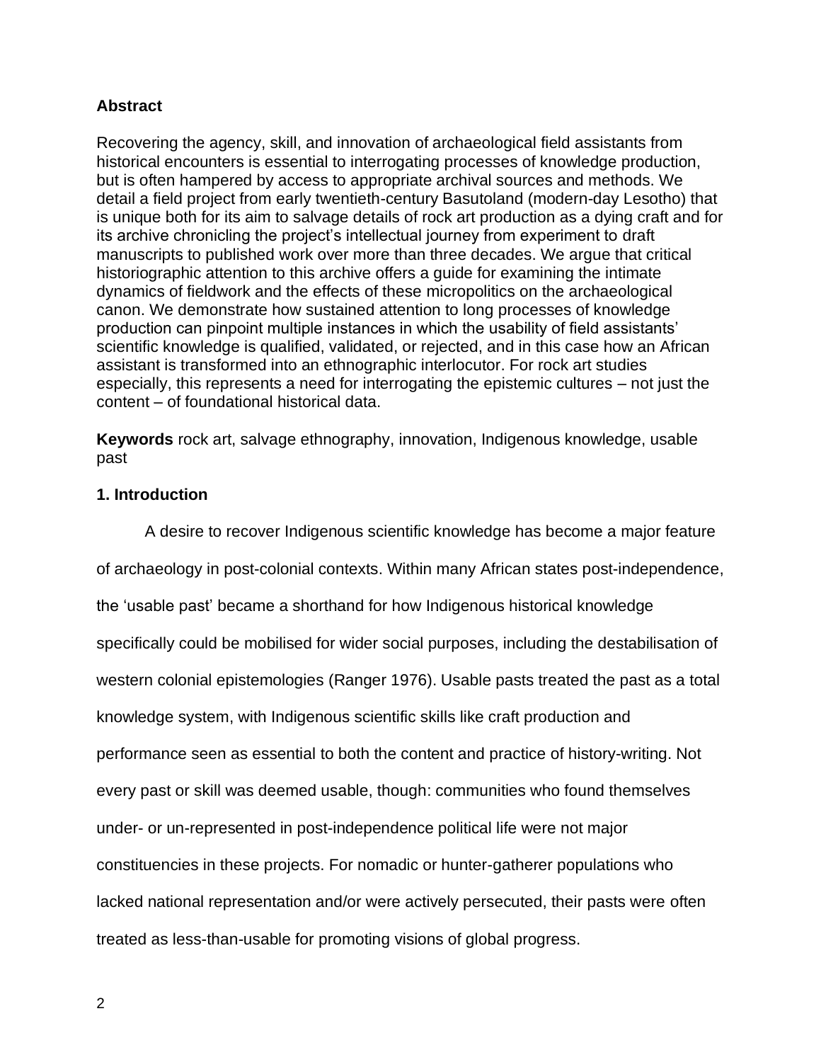## Abstract

Recovering the agency, skill, and innovation of archaeological field assistants from historical encounters is essential to interrogating processes of knowledge production, but is often hampered by access to appropriate archival sources and methods. We detail a field project from early twentieth-century Basutoland (modern-day Lesotho) that is unique both for its aim to salvage details of rock art production as a dying craft and for its archive chronicling the project's intellectual journey from experiment to draft manuscripts to published work over more than three decades. We argue that critical historiographic attention to this archive offers a guide for examining the intimate dynamics of fieldwork and the effects of these micropolitics on the archaeological canon. We demonstrate how sustained attention to long processes of knowledge production can pinpoint multiple instances in which the usability of field assistants' scientific knowledge is qualified, validated, or rejected, and in this case how an African assistant is transformed into an ethnographic interlocutor. For rock art studies especially, this represents a need for interrogating the epistemic cultures – not just the content – of foundational historical data.

**Keywords** rock art, salvage ethnography, innovation, Indigenous knowledge, usable past

## 1. Introduction

A desire to recover Indigenous scientific knowledge has become a major feature of archaeology in post-colonial contexts. Within many African states post-independence, the 'usable past' became a shorthand for how Indigenous historical knowledge specifically could be mobilised for wider social purposes, including the destabilisation of western colonial epistemologies (Ranger 1976). Usable pasts treated the past as a total knowledge system, with Indigenous scientific skills like craft production and performance seen as essential to both the content and practice of history-writing. Not every past or skill was deemed usable, though: communities who found themselves under- or un-represented in post-independence political life were not major constituencies in these projects. For nomadic or hunter-gatherer populations who lacked national representation and/or were actively persecuted, their pasts were often treated as less-than-usable for promoting visions of global progress.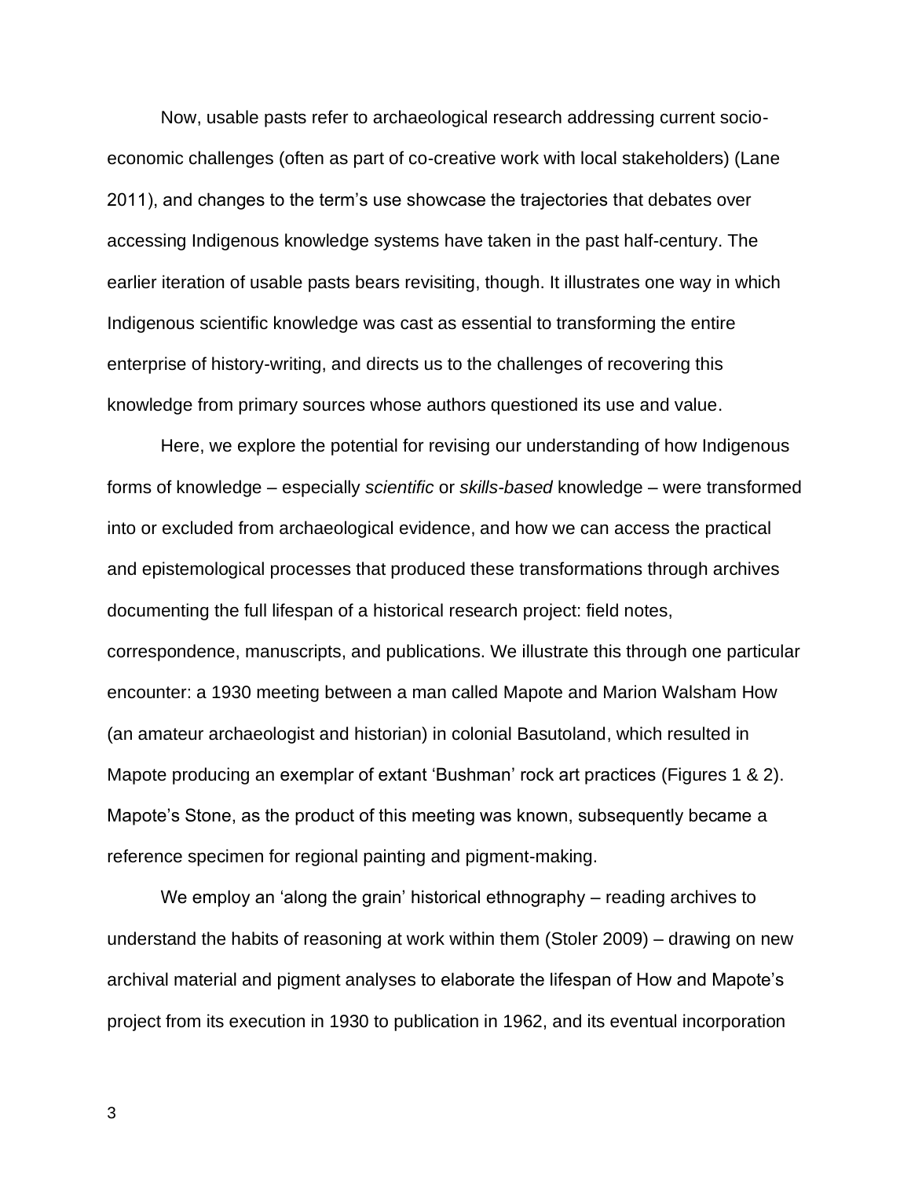Now, usable pasts refer to archaeological research addressing current socio-economic challenges (often as part of co-creative work with local stakeholders) (Lane 2011), and changes to the term's use showcase the trajectories that debates over accessing Indigenous knowledge systems have taken in the past half-century. The earlier iteration of usable pasts bears revisiting, though. It illustrates one way in which Indigenous scientific knowledge was cast as essential to transforming the entire enterprise of history-writing, and directs us to the challenges of recovering this knowledge from primary sources whose authors questioned its use and value.

Here, we explore the potential for revising our understanding of how Indigenous forms of knowledge – especially *scientific* or *skills-based* knowledge – were transformed into or excluded from archaeological evidence, and how we can access the practical and epistemological processes that produced these transformations through archives documenting the full lifespan of a historical research project: field notes, correspondence, manuscripts, and publications. We illustrate this through one particular encounter: a 1930 meeting between a man called Mapote and Marion Walsham How (an amateur archaeologist and historian) in colonial Basutoland, which resulted in Mapote producing an exemplar of extant 'Bushman' rock art practices (Figures 1 & 2). Mapote's Stone, as the product of this meeting was known, subsequently became a reference specimen for regional painting and pigment-making.

We employ an 'along the grain' historical ethnography – reading archives to understand the habits of reasoning at work within them (Stoler 2009) – drawing on new archival material and pigment analyses to elaborate the lifespan of How and Mapote's project from its execution in 1930 to publication in 1962, and its eventual incorporation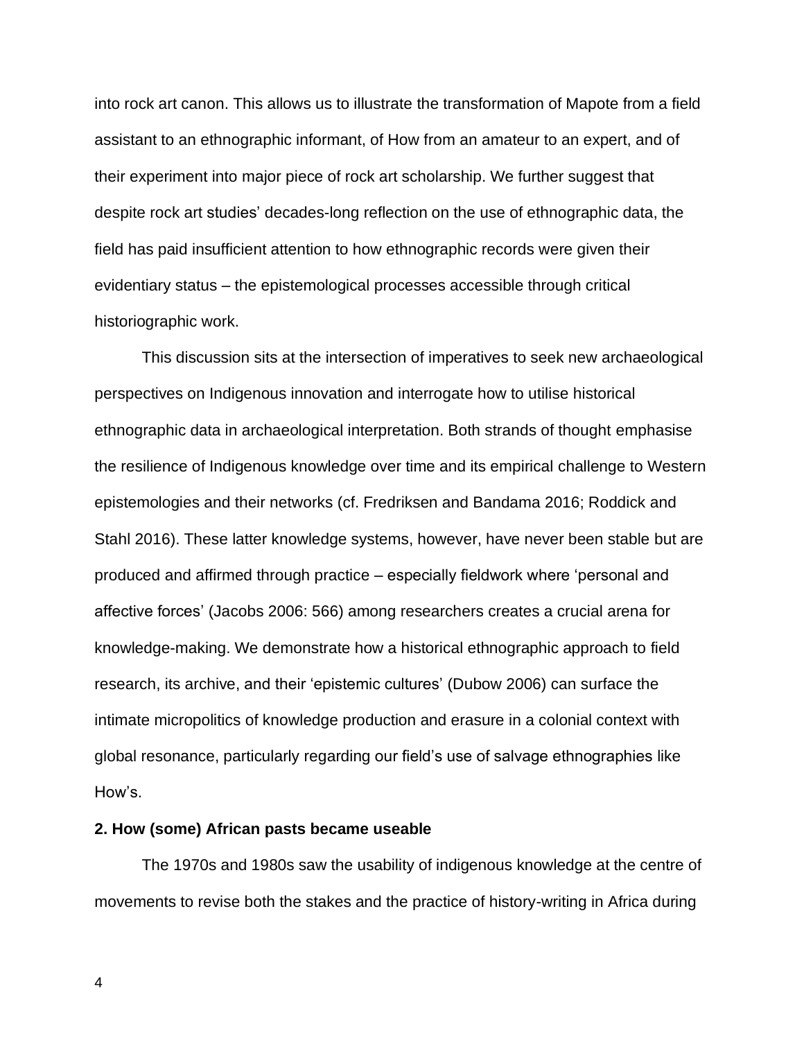into rock art canon. This allows us to illustrate the transformation of Mapote from a field assistant to an ethnographic informant, of How from an amateur to an expert, and of their experiment into major piece of rock art scholarship. We further suggest that despite rock art studies' decades-long reflection on the use of ethnographic data, the field has paid insufficient attention to how ethnographic records were given their evidentiary status – the epistemological processes accessible through critical historiographic work.

This discussion sits at the intersection of imperatives to seek new archaeological perspectives on Indigenous innovation and interrogate how to utilise historical ethnographic data in archaeological interpretation. Both strands of thought emphasise the resilience of Indigenous knowledge over time and its empirical challenge to Western epistemologies and their networks (cf. Fredriksen and Bandama 2016; Roddick and Stahl 2016). These latter knowledge systems, however, have never been stable but are produced and affirmed through practice – especially fieldwork where 'personal and affective forces' (Jacobs 2006: 566) among researchers creates a crucial arena for knowledge-making. We demonstrate how a historical ethnographic approach to field research, its archive, and their 'epistemic cultures' (Dubow 2006) can surface the intimate micropolitics of knowledge production and erasure in a colonial context with global resonance, particularly regarding our field's use of salvage ethnographies like How's.

## 2. How (some) African pasts became useable

The 1970s and 1980s saw the usability of indigenous knowledge at the centre of movements to revise both the stakes and the practice of history-writing in Africa during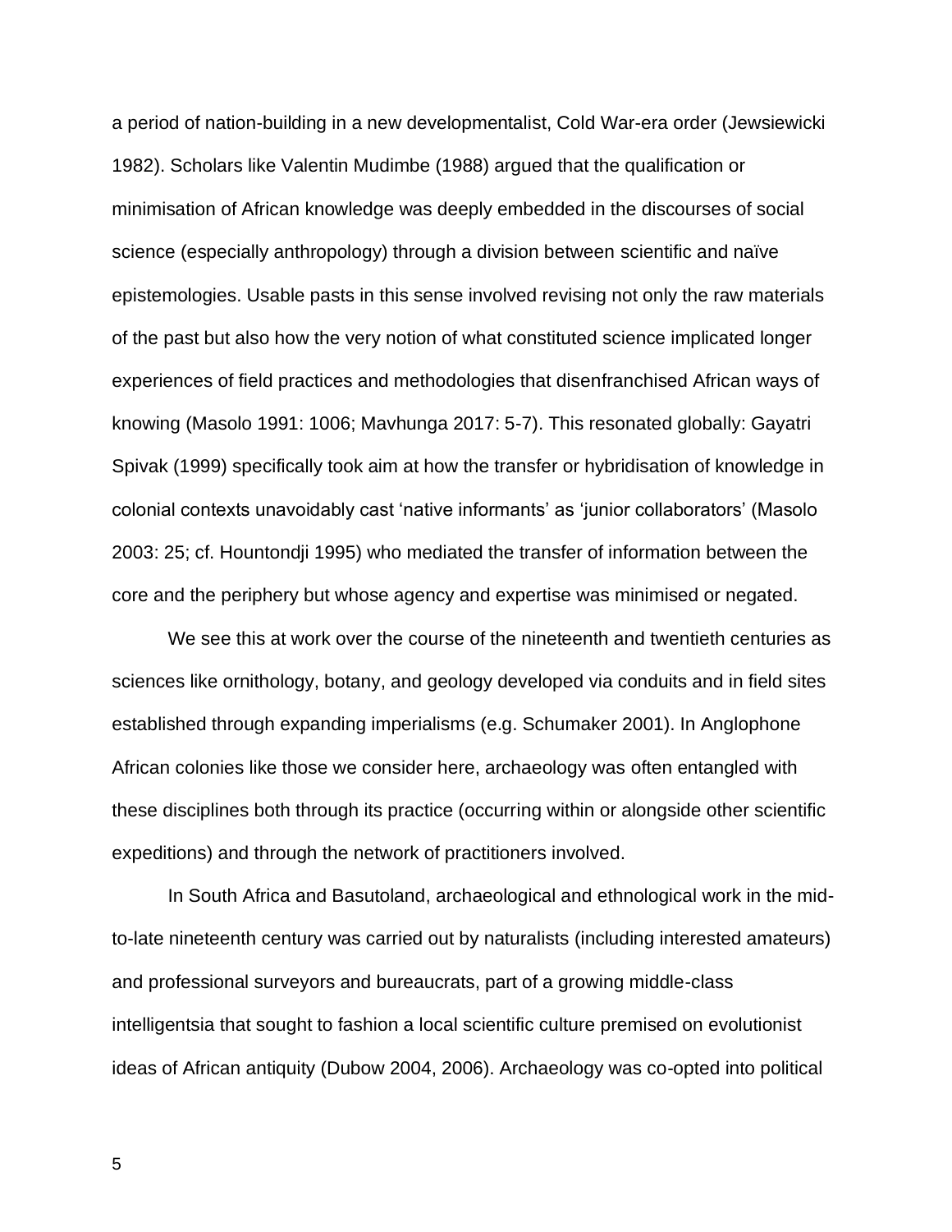a period of nation-building in a new developmentalist, Cold War-era order (Jewsiewicki 1982). Scholars like Valentin Mudimbe (1988) argued that the qualification or minimisation of African knowledge was deeply embedded in the discourses of social science (especially anthropology) through a division between scientific and naïve epistemologies. Usable pasts in this sense involved revising not only the raw materials of the past but also how the very notion of what constituted science implicated longer experiences of field practices and methodologies that disenfranchised African ways of knowing (Masolo 1991: 1006; Mavhunga 2017: 5-7). This resonated globally: Gayatri Spivak (1999) specifically took aim at how the transfer or hybridisation of knowledge in colonial contexts unavoidably cast 'native informants' as 'junior collaborators' (Masolo 2003: 25; cf. Hountondji 1995) who mediated the transfer of information between the core and the periphery but whose agency and expertise was minimised or negated.

We see this at work over the course of the nineteenth and twentieth centuries as sciences like ornithology, botany, and geology developed via conduits and in field sites established through expanding imperialisms (e.g. Schumaker 2001). In Anglophone African colonies like those we consider here, archaeology was often entangled with these disciplines both through its practice (occurring within or alongside other scientific expeditions) and through the network of practitioners involved.

In South Africa and Basutoland, archaeological and ethnological work in the mid-to-late nineteenth century was carried out by naturalists (including interested amateurs) and professional surveyors and bureaucrats, part of a growing middle-class intelligentsia that sought to fashion a local scientific culture premised on evolutionist ideas of African antiquity (Dubow 2004, 2006). Archaeology was co-opted into political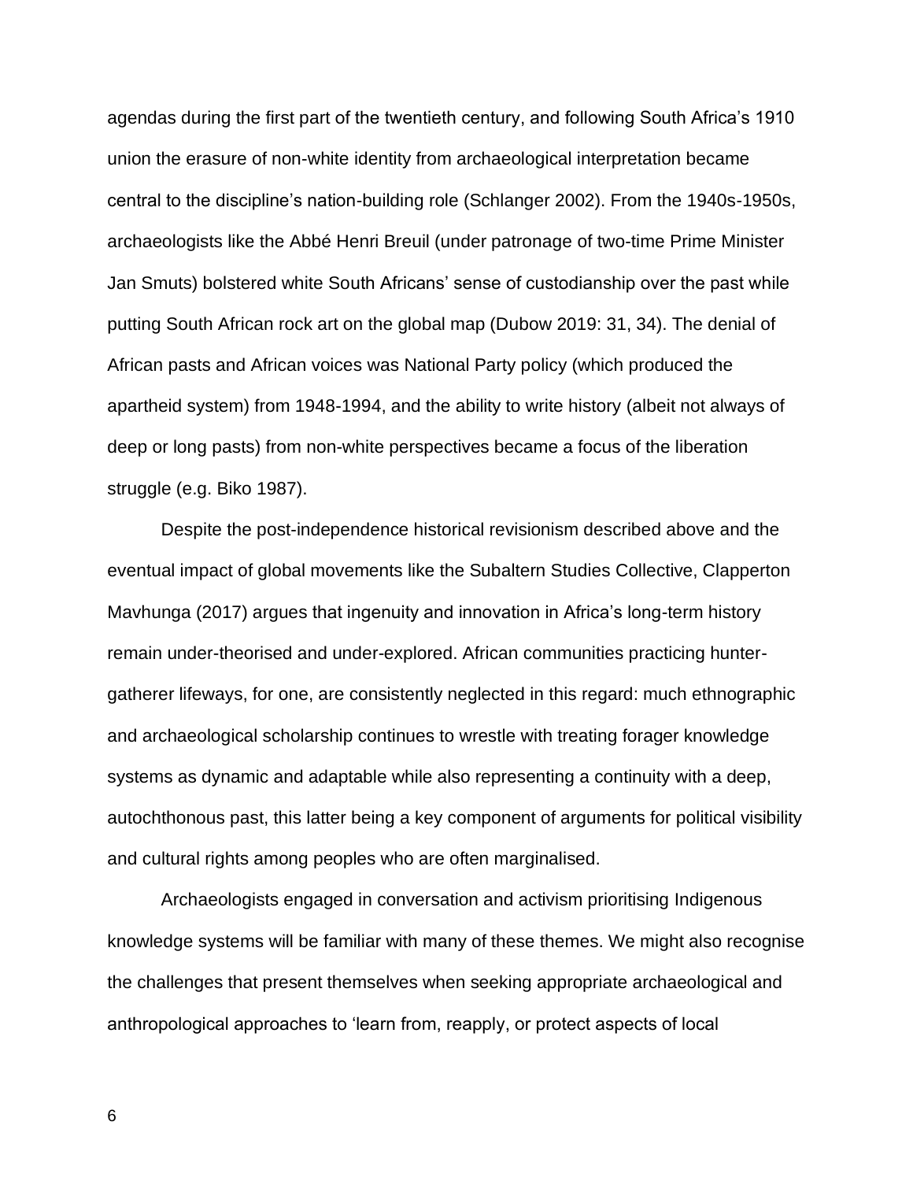agendas during the first part of the twentieth century, and following South Africa's 1910 union the erasure of non-white identity from archaeological interpretation became central to the discipline's nation-building role (Schlanger 2002). From the 1940s-1950s, archaeologists like the Abbé Henri Breuil (under patronage of two-time Prime Minister Jan Smuts) bolstered white South Africans' sense of custodianship over the past while putting South African rock art on the global map (Dubow 2019: 31, 34). The denial of African pasts and African voices was National Party policy (which produced the apartheid system) from 1948-1994, and the ability to write history (albeit not always of deep or long pasts) from non-white perspectives became a focus of the liberation struggle (e.g. Biko 1987).

Despite the post-independence historical revisionism described above and the eventual impact of global movements like the Subaltern Studies Collective, Clapperton Mavhunga (2017) argues that ingenuity and innovation in Africa's long-term history remain under-theorised and under-explored. African communities practicing hunter-gatherer lifeways, for one, are consistently neglected in this regard: much ethnographic and archaeological scholarship continues to wrestle with treating forager knowledge systems as dynamic and adaptable while also representing a continuity with a deep, autochthonous past, this latter being a key component of arguments for political visibility and cultural rights among peoples who are often marginalised.

Archaeologists engaged in conversation and activism prioritising Indigenous knowledge systems will be familiar with many of these themes. We might also recognise the challenges that present themselves when seeking appropriate archaeological and anthropological approaches to 'learn from, reapply, or protect aspects of local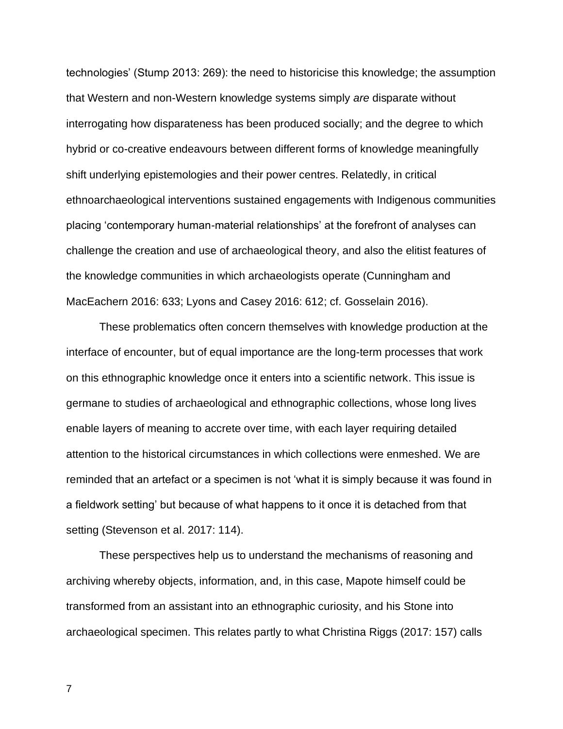technologies' (Stump 2013: 269): the need to historicise this knowledge; the assumption that Western and non-Western knowledge systems simply *are* disparate without interrogating how disparateness has been produced socially; and the degree to which hybrid or co-creative endeavours between different forms of knowledge meaningfully shift underlying epistemologies and their power centres. Relatedly, in critical ethnoarchaeological interventions sustained engagements with Indigenous communities placing 'contemporary human-material relationships' at the forefront of analyses can challenge the creation and use of archaeological theory, and also the elitist features of the knowledge communities in which archaeologists operate (Cunningham and MacEachern 2016: 633; Lyons and Casey 2016: 612; cf. Gosselain 2016).

These problematics often concern themselves with knowledge production at the interface of encounter, but of equal importance are the long-term processes that work on this ethnographic knowledge once it enters into a scientific network. This issue is germane to studies of archaeological and ethnographic collections, whose long lives enable layers of meaning to accrete over time, with each layer requiring detailed attention to the historical circumstances in which collections were enmeshed. We are reminded that an artefact or a specimen is not 'what it is simply because it was found in a fieldwork setting' but because of what happens to it once it is detached from that setting (Stevenson et al. 2017: 114).

These perspectives help us to understand the mechanisms of reasoning and archiving whereby objects, information, and, in this case, Mapote himself could be transformed from an assistant into an ethnographic curiosity, and his Stone into archaeological specimen. This relates partly to what Christina Riggs (2017: 157) calls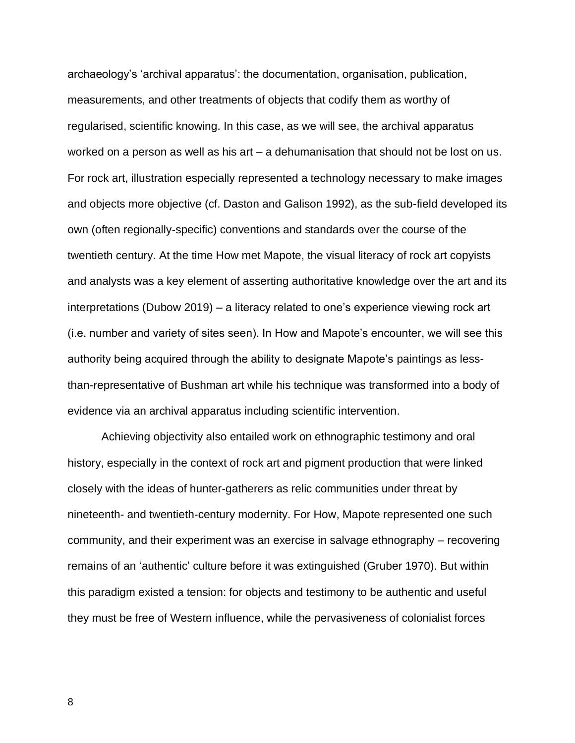archaeology's 'archival apparatus': the documentation, organisation, publication, measurements, and other treatments of objects that codify them as worthy of regularised, scientific knowing. In this case, as we will see, the archival apparatus worked on a person as well as his art – a dehumanisation that should not be lost on us. For rock art, illustration especially represented a technology necessary to make images and objects more objective (cf. Daston and Galison 1992), as the sub-field developed its own (often regionally-specific) conventions and standards over the course of the twentieth century. At the time How met Mapote, the visual literacy of rock art copyists and analysts was a key element of asserting authoritative knowledge over the art and its interpretations (Dubow 2019) – a literacy related to one's experience viewing rock art (i.e. number and variety of sites seen). In How and Mapote's encounter, we will see this authority being acquired through the ability to designate Mapote's paintings as less-than-representative of Bushman art while his technique was transformed into a body of evidence via an archival apparatus including scientific intervention.

Achieving objectivity also entailed work on ethnographic testimony and oral history, especially in the context of rock art and pigment production that were linked closely with the ideas of hunter-gatherers as relic communities under threat by nineteenth- and twentieth-century modernity. For How, Mapote represented one such community, and their experiment was an exercise in salvage ethnography – recovering remains of an 'authentic' culture before it was extinguished (Gruber 1970). But within this paradigm existed a tension: for objects and testimony to be authentic and useful they must be free of Western influence, while the pervasiveness of colonialist forces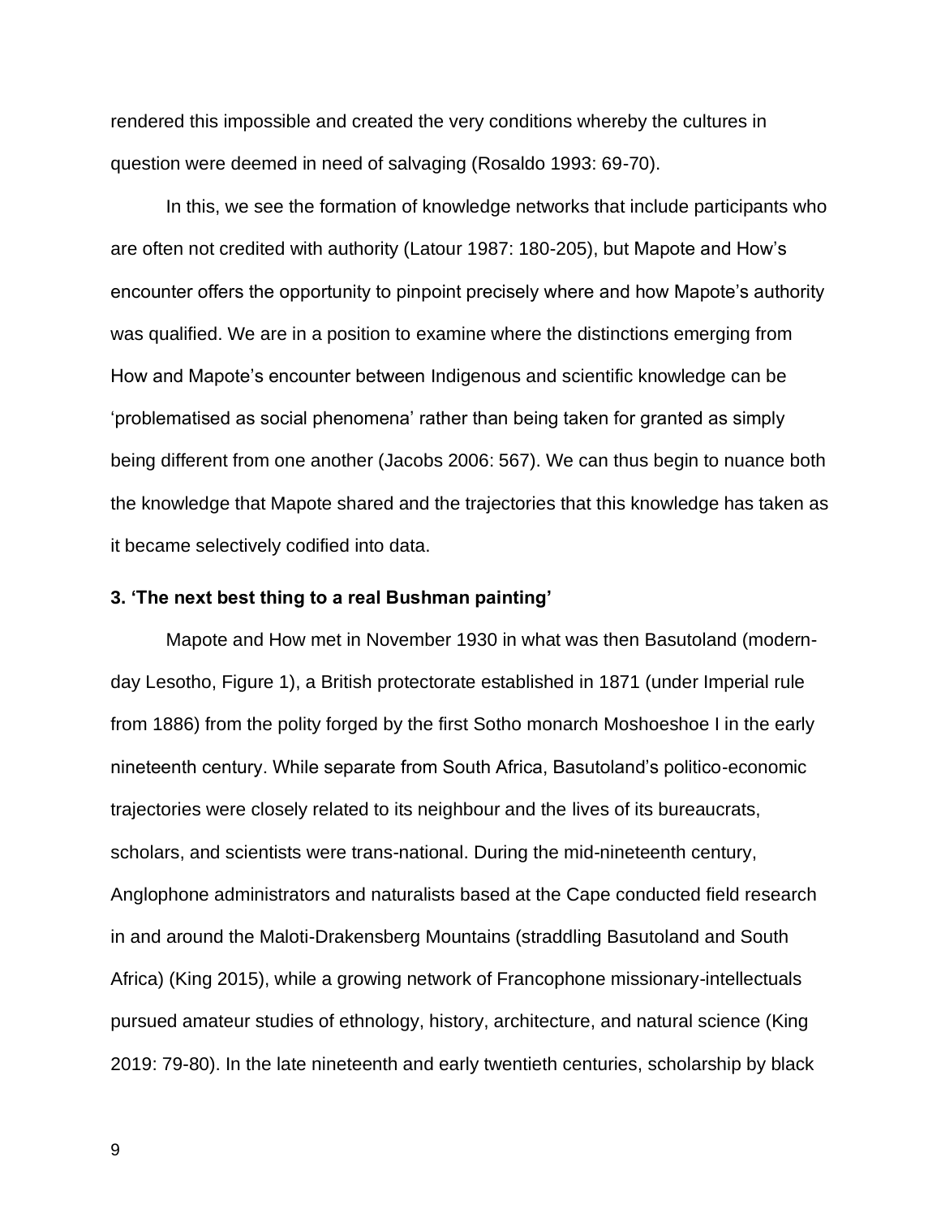rendered this impossible and created the very conditions whereby the cultures in question were deemed in need of salvaging (Rosaldo 1993: 69-70).

In this, we see the formation of knowledge networks that include participants who are often not credited with authority (Latour 1987: 180-205), but Mapote and How's encounter offers the opportunity to pinpoint precisely where and how Mapote's authority was qualified. We are in a position to examine where the distinctions emerging from How and Mapote's encounter between Indigenous and scientific knowledge can be 'problematised as social phenomena' rather than being taken for granted as simply being different from one another (Jacobs 2006: 567). We can thus begin to nuance both the knowledge that Mapote shared and the trajectories that this knowledge has taken as it became selectively codified into data.

### 3. 'The next best thing to a real Bushman painting'

Mapote and How met in November 1930 in what was then Basutoland (modern-day Lesotho, Figure 1), a British protectorate established in 1871 (under Imperial rule from 1886) from the polity forged by the first Sotho monarch Moshoeshoe I in the early nineteenth century. While separate from South Africa, Basutoland's politico-economic trajectories were closely related to its neighbour and the lives of its bureaucrats, scholars, and scientists were trans-national. During the mid-nineteenth century, Anglophone administrators and naturalists based at the Cape conducted field research in and around the Maloti-Drakensberg Mountains (straddling Basutoland and South Africa) (King 2015), while a growing network of Francophone missionary-intellectuals pursued amateur studies of ethnology, history, architecture, and natural science (King 2019: 79-80). In the late nineteenth and early twentieth centuries, scholarship by black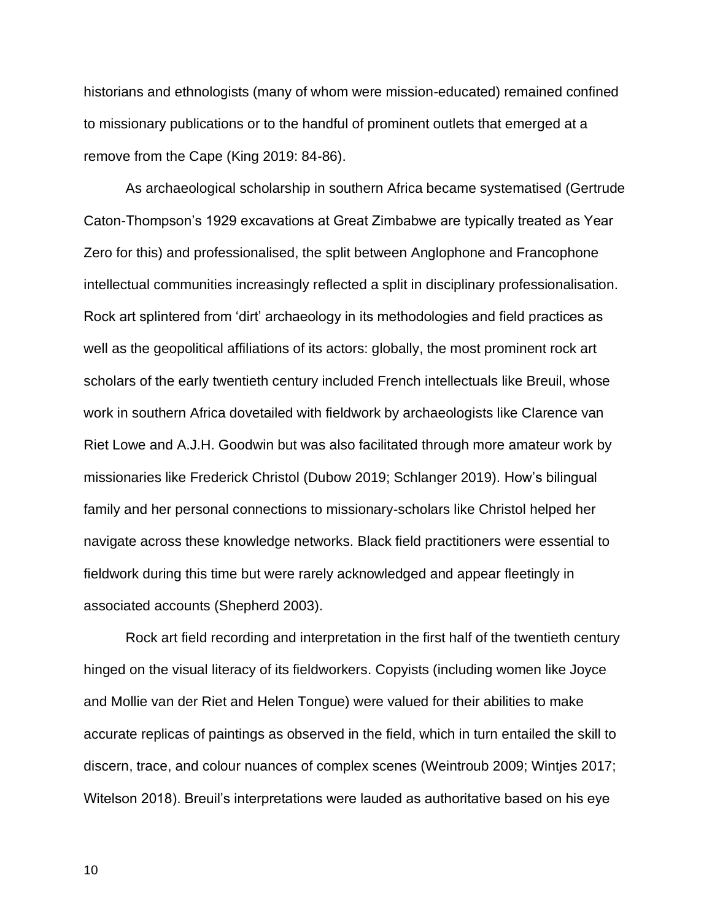historians and ethnologists (many of whom were mission-educated) remained confined to missionary publications or to the handful of prominent outlets that emerged at a remove from the Cape (King 2019: 84-86).

As archaeological scholarship in southern Africa became systematised (Gertrude Caton-Thompson's 1929 excavations at Great Zimbabwe are typically treated as Year Zero for this) and professionalised, the split between Anglophone and Francophone intellectual communities increasingly reflected a split in disciplinary professionalisation. Rock art splintered from 'dirt' archaeology in its methodologies and field practices as well as the geopolitical affiliations of its actors: globally, the most prominent rock art scholars of the early twentieth century included French intellectuals like Breuil, whose work in southern Africa dovetailed with fieldwork by archaeologists like Clarence van Riet Lowe and A.J.H. Goodwin but was also facilitated through more amateur work by missionaries like Frederick Christol (Dubow 2019; Schlanger 2019). How's bilingual family and her personal connections to missionary-scholars like Christol helped her navigate across these knowledge networks. Black field practitioners were essential to fieldwork during this time but were rarely acknowledged and appear fleetingly in associated accounts (Shepherd 2003).

Rock art field recording and interpretation in the first half of the twentieth century hinged on the visual literacy of its fieldworkers. Copyists (including women like Joyce and Mollie van der Riet and Helen Tongue) were valued for their abilities to make accurate replicas of paintings as observed in the field, which in turn entailed the skill to discern, trace, and colour nuances of complex scenes (Weintroub 2009; Wintjes 2017; Witelson 2018). Breuil's interpretations were lauded as authoritative based on his eye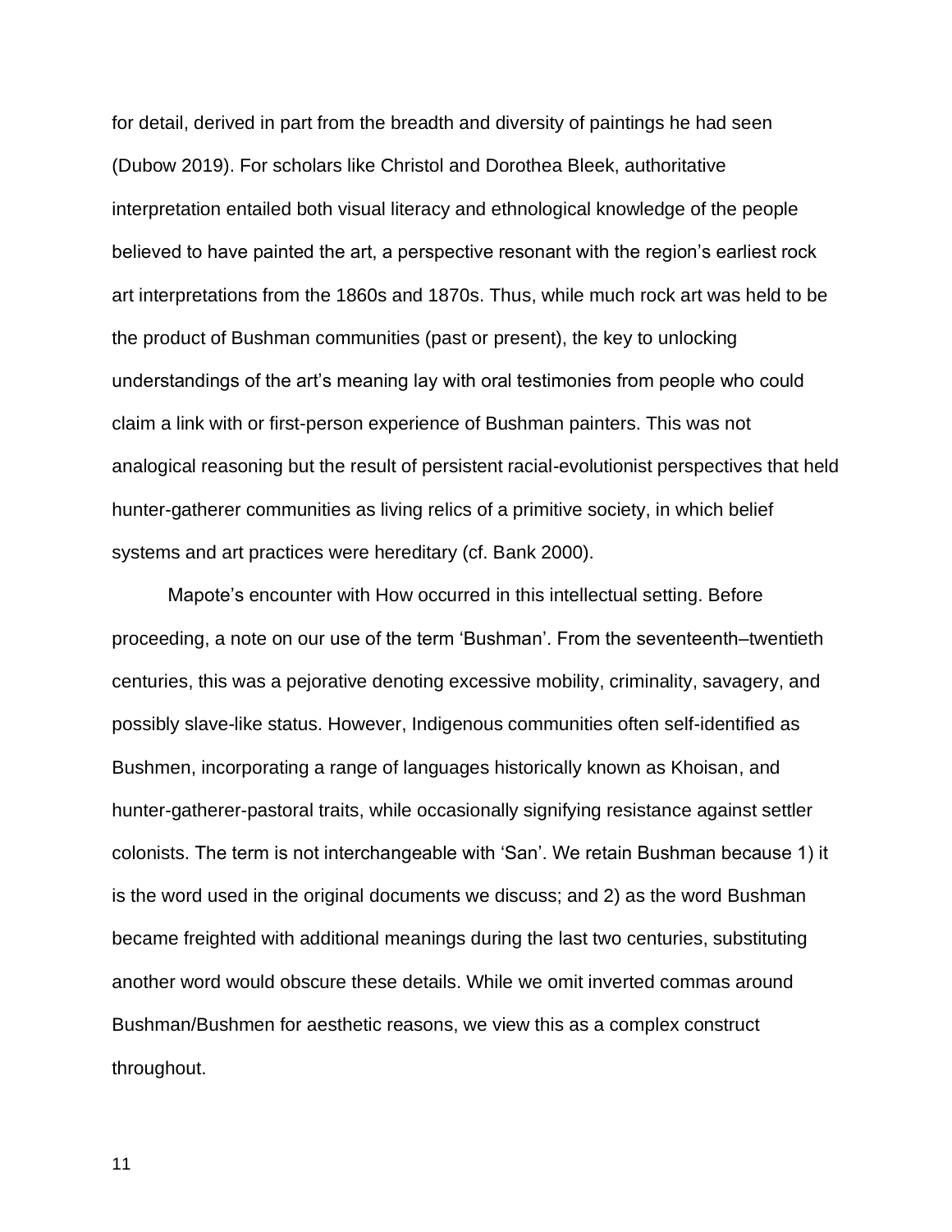for detail, derived in part from the breadth and diversity of paintings he had seen (Dubow 2019). For scholars like Christol and Dorothea Bleek, authoritative interpretation entailed both visual literacy and ethnological knowledge of the people believed to have painted the art, a perspective resonant with the region's earliest rock art interpretations from the 1860s and 1870s. Thus, while much rock art was held to be the product of Bushman communities (past or present), the key to unlocking understandings of the art's meaning lay with oral testimonies from people who could claim a link with or first-person experience of Bushman painters. This was not analogical reasoning but the result of persistent racial-evolutionist perspectives that held hunter-gatherer communities as living relics of a primitive society, in which belief systems and art practices were hereditary (cf. Bank 2000).

Mapote's encounter with How occurred in this intellectual setting. Before proceeding, a note on our use of the term 'Bushman'. From the seventeenth–twentieth centuries, this was a pejorative denoting excessive mobility, criminality, savagery, and possibly slave-like status. However, Indigenous communities often self-identified as Bushmen, incorporating a range of languages historically known as Khoisan, and hunter-gatherer-pastoral traits, while occasionally signifying resistance against settler colonists. The term is not interchangeable with 'San'. We retain Bushman because 1) it is the word used in the original documents we discuss; and 2) as the word Bushman became freighted with additional meanings during the last two centuries, substituting another word would obscure these details. While we omit inverted commas around Bushman/Bushmen for aesthetic reasons, we view this as a complex construct throughout.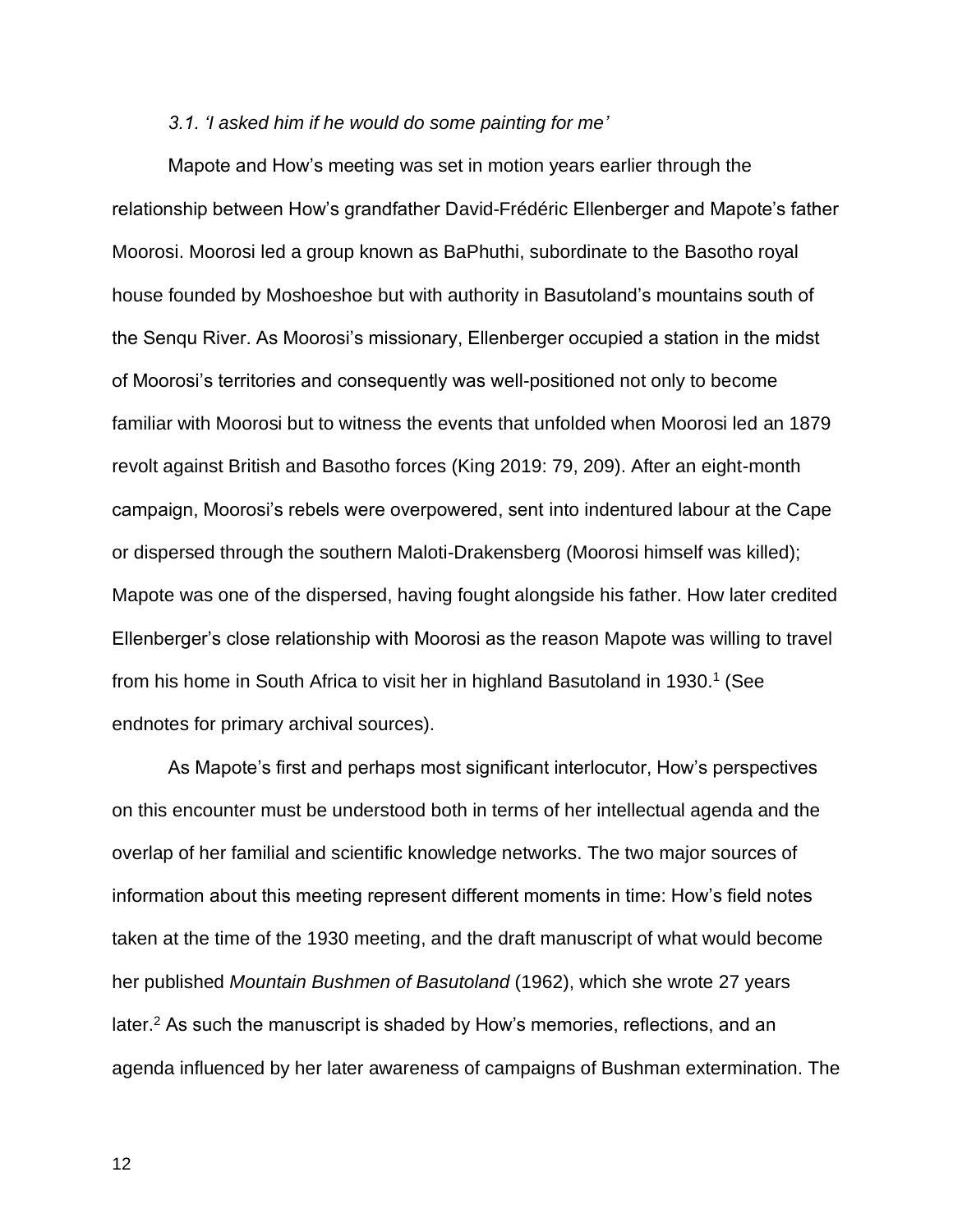### *3.1. 'I asked him if he would do some painting for me'*

Mapote and How's meeting was set in motion years earlier through the relationship between How's grandfather David-Frédéric Ellenberger and Mapote's father Moorosi. Moorosi led a group known as BaPhuthi, subordinate to the Basotho royal house founded by Moshoeshoe but with authority in Basutoland's mountains south of the Senqu River. As Moorosi's missionary, Ellenberger occupied a station in the midst of Moorosi's territories and consequently was well-positioned not only to become familiar with Moorosi but to witness the events that unfolded when Moorosi led an 1879 revolt against British and Basotho forces (King 2019: 79, 209). After an eight-month campaign, Moorosi's rebels were overpowered, sent into indentured labour at the Cape or dispersed through the southern Maloti-Drakensberg (Moorosi himself was killed); Mapote was one of the dispersed, having fought alongside his father. How later credited Ellenberger's close relationship with Moorosi as the reason Mapote was willing to travel from his home in South Africa to visit her in highland Basutoland in 1930.[1] (See endnotes for primary archival sources).

As Mapote's first and perhaps most significant interlocutor, How's perspectives on this encounter must be understood both in terms of her intellectual agenda and the overlap of her familial and scientific knowledge networks. The two major sources of information about this meeting represent different moments in time: How's field notes taken at the time of the 1930 meeting, and the draft manuscript of what would become her published *Mountain Bushmen of Basutoland* (1962), which she wrote 27 years later.[2] As such the manuscript is shaded by How's memories, reflections, and an agenda influenced by her later awareness of campaigns of Bushman extermination. The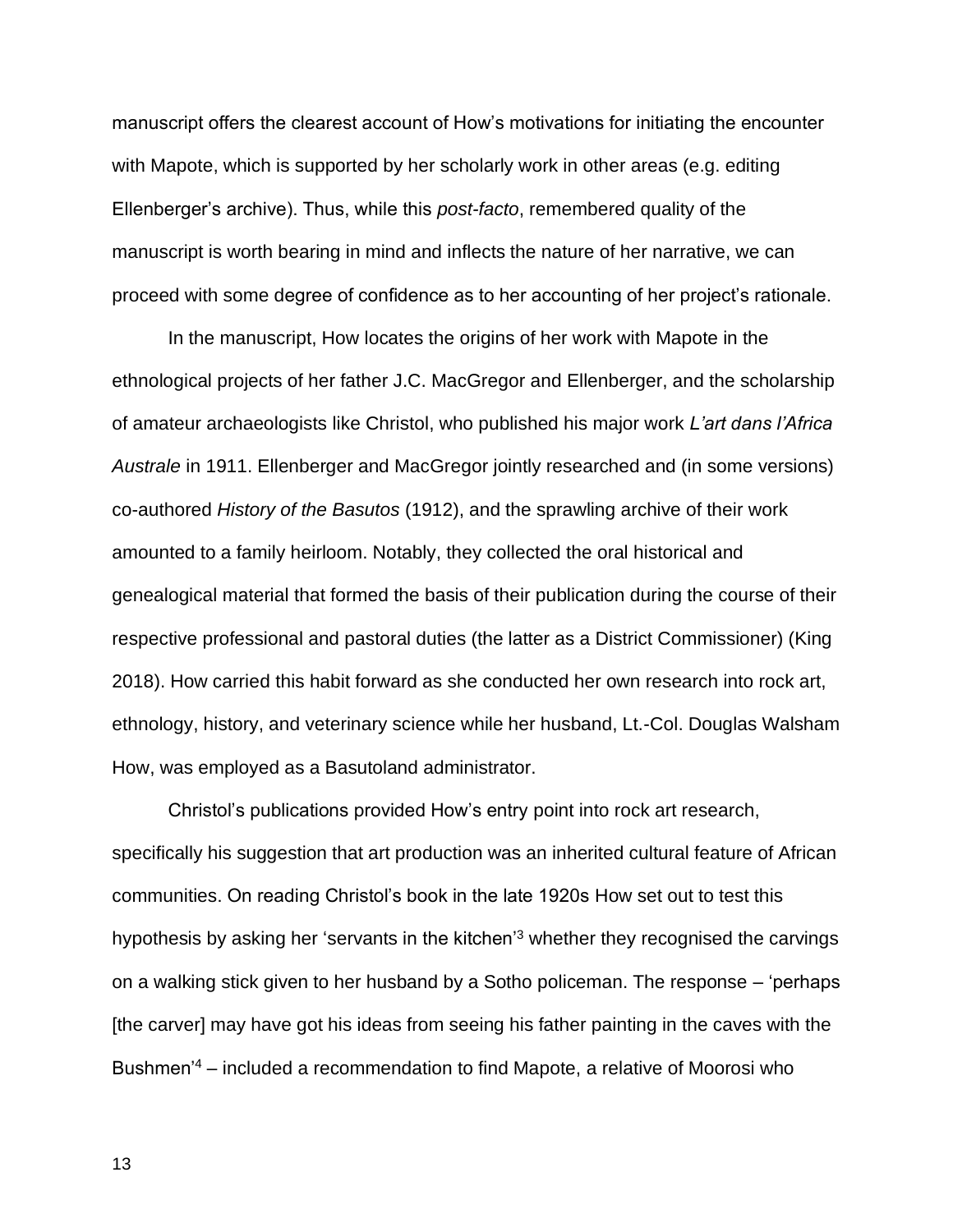manuscript offers the clearest account of How's motivations for initiating the encounter with Mapote, which is supported by her scholarly work in other areas (e.g. editing Ellenberger's archive). Thus, while this *post-facto*, remembered quality of the manuscript is worth bearing in mind and inflects the nature of her narrative, we can proceed with some degree of confidence as to her accounting of her project's rationale.

In the manuscript, How locates the origins of her work with Mapote in the ethnological projects of her father J.C. MacGregor and Ellenberger, and the scholarship of amateur archaeologists like Christol, who published his major work *L'art dans l'Africa Australe* in 1911. Ellenberger and MacGregor jointly researched and (in some versions) co-authored *History of the Basutos* (1912), and the sprawling archive of their work amounted to a family heirloom. Notably, they collected the oral historical and genealogical material that formed the basis of their publication during the course of their respective professional and pastoral duties (the latter as a District Commissioner) (King 2018). How carried this habit forward as she conducted her own research into rock art, ethnology, history, and veterinary science while her husband, Lt.-Col. Douglas Walsham How, was employed as a Basutoland administrator.

Christol's publications provided How's entry point into rock art research, specifically his suggestion that art production was an inherited cultural feature of African communities. On reading Christol's book in the late 1920s How set out to test this hypothesis by asking her 'servants in the kitchen'[3] whether they recognised the carvings on a walking stick given to her husband by a Sotho policeman. The response – 'perhaps [the carver] may have got his ideas from seeing his father painting in the caves with the Bushmen'[4] – included a recommendation to find Mapote, a relative of Moorosi who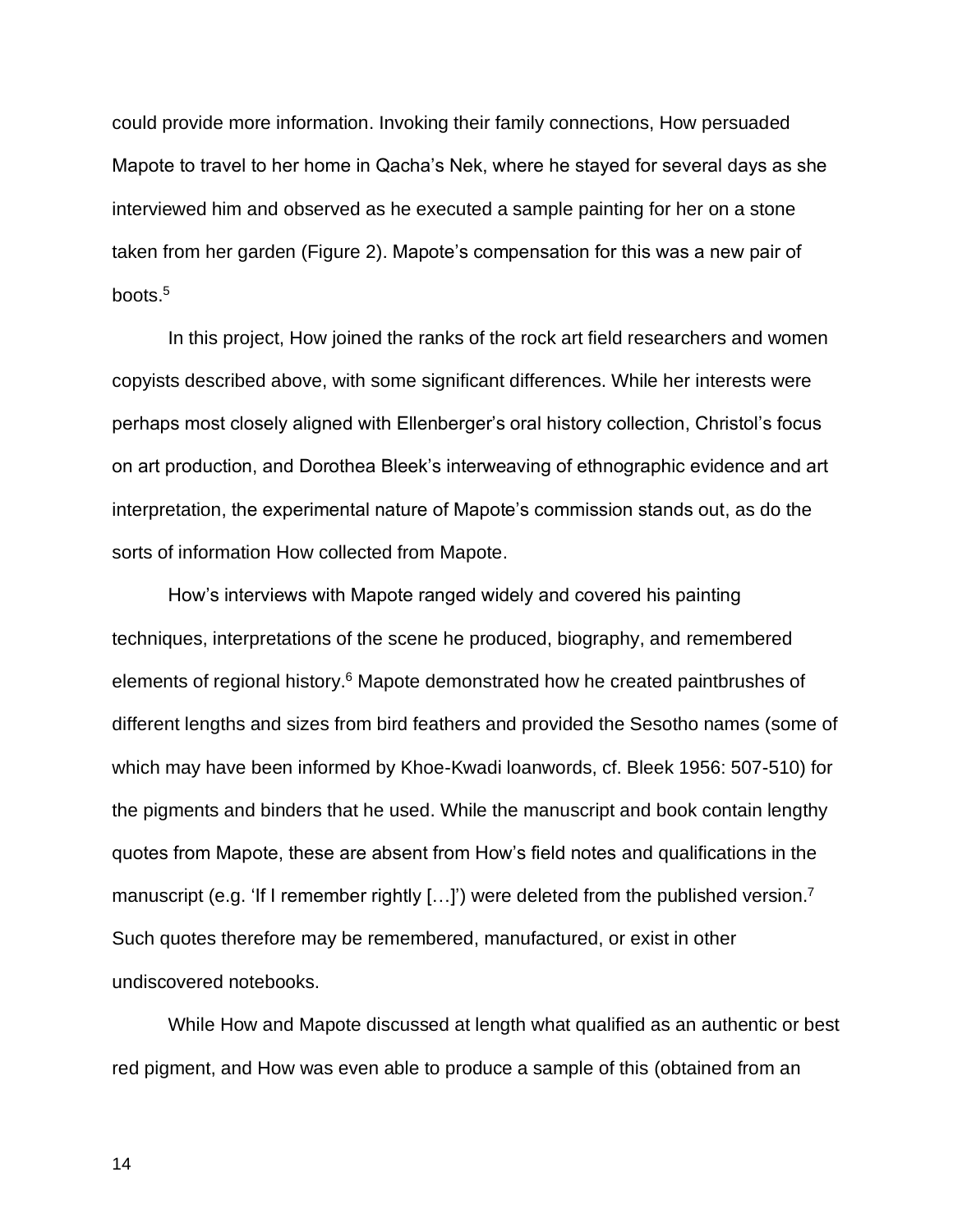could provide more information. Invoking their family connections, How persuaded Mapote to travel to her home in Qacha's Nek, where he stayed for several days as she interviewed him and observed as he executed a sample painting for her on a stone taken from her garden (Figure 2). Mapote's compensation for this was a new pair of boots.[5]

In this project, How joined the ranks of the rock art field researchers and women copyists described above, with some significant differences. While her interests were perhaps most closely aligned with Ellenberger's oral history collection, Christol's focus on art production, and Dorothea Bleek's interweaving of ethnographic evidence and art interpretation, the experimental nature of Mapote's commission stands out, as do the sorts of information How collected from Mapote.

How's interviews with Mapote ranged widely and covered his painting techniques, interpretations of the scene he produced, biography, and remembered elements of regional history.[6] Mapote demonstrated how he created paintbrushes of different lengths and sizes from bird feathers and provided the Sesotho names (some of which may have been informed by Khoe-Kwadi loanwords, cf. Bleek 1956: 507-510) for the pigments and binders that he used. While the manuscript and book contain lengthy quotes from Mapote, these are absent from How's field notes and qualifications in the manuscript (e.g. 'If I remember rightly […]') were deleted from the published version.[7] Such quotes therefore may be remembered, manufactured, or exist in other undiscovered notebooks.

While How and Mapote discussed at length what qualified as an authentic or best red pigment, and How was even able to produce a sample of this (obtained from an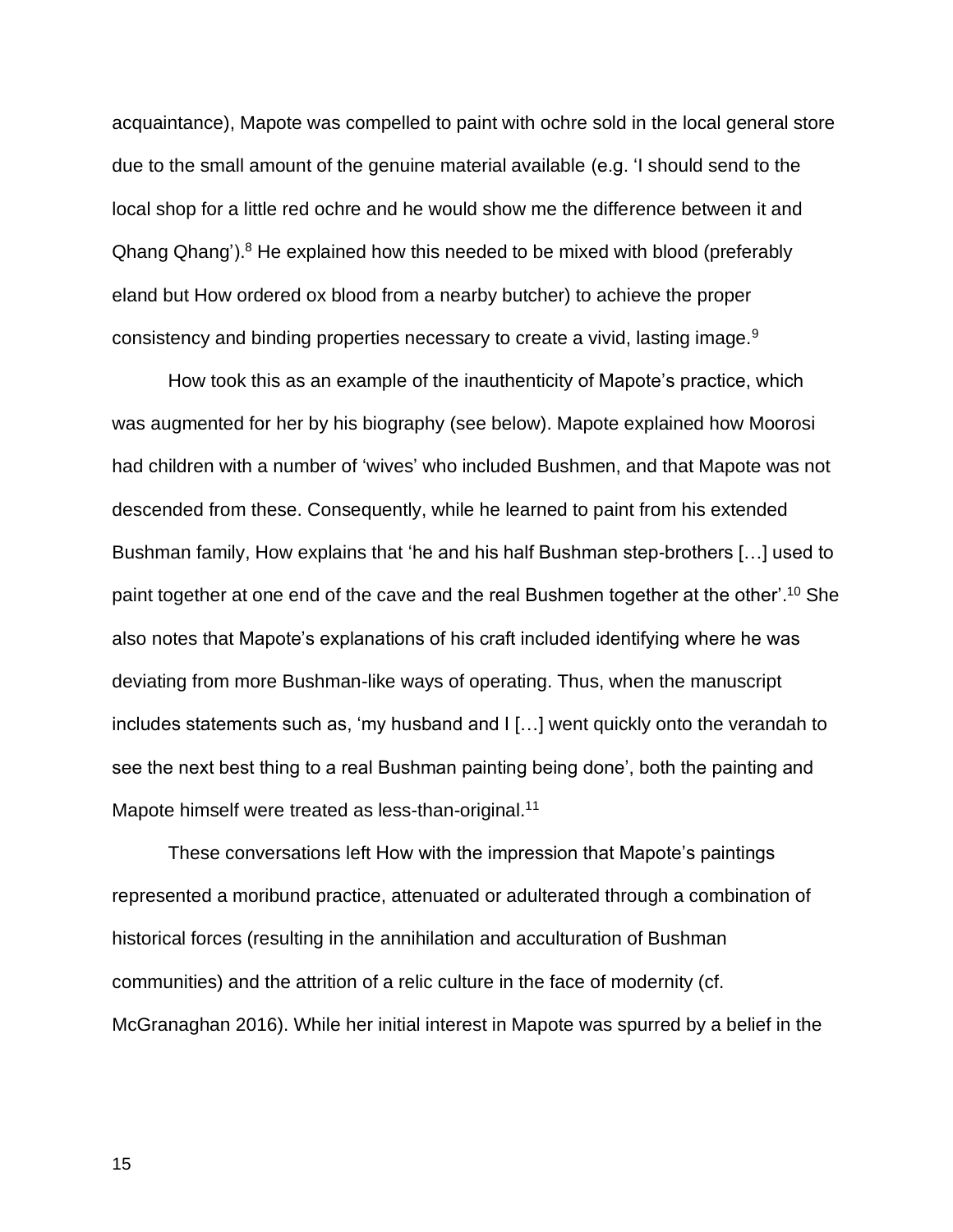acquaintance), Mapote was compelled to paint with ochre sold in the local general store due to the small amount of the genuine material available (e.g. 'I should send to the local shop for a little red ochre and he would show me the difference between it and Qhang Qhang').[8] He explained how this needed to be mixed with blood (preferably eland but How ordered ox blood from a nearby butcher) to achieve the proper consistency and binding properties necessary to create a vivid, lasting image.[9]

How took this as an example of the inauthenticity of Mapote's practice, which was augmented for her by his biography (see below). Mapote explained how Moorosi had children with a number of 'wives' who included Bushmen, and that Mapote was not descended from these. Consequently, while he learned to paint from his extended Bushman family, How explains that 'he and his half Bushman step-brothers […] used to paint together at one end of the cave and the real Bushmen together at the other'.[10] She also notes that Mapote's explanations of his craft included identifying where he was deviating from more Bushman-like ways of operating. Thus, when the manuscript includes statements such as, 'my husband and I […] went quickly onto the verandah to see the next best thing to a real Bushman painting being done', both the painting and Mapote himself were treated as less-than-original.[11]

These conversations left How with the impression that Mapote's paintings represented a moribund practice, attenuated or adulterated through a combination of historical forces (resulting in the annihilation and acculturation of Bushman communities) and the attrition of a relic culture in the face of modernity (cf. McGranaghan 2016). While her initial interest in Mapote was spurred by a belief in the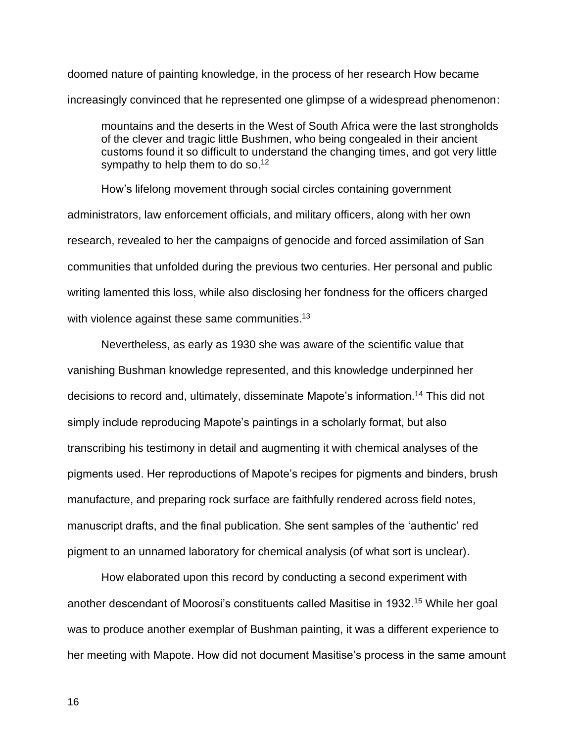doomed nature of painting knowledge, in the process of her research How became increasingly convinced that he represented one glimpse of a widespread phenomenon:

> mountains and the deserts in the West of South Africa were the last strongholds of the clever and tragic little Bushmen, who being congealed in their ancient customs found it so difficult to understand the changing times, and got very little sympathy to help them to do so.[12]

How's lifelong movement through social circles containing government administrators, law enforcement officials, and military officers, along with her own research, revealed to her the campaigns of genocide and forced assimilation of San communities that unfolded during the previous two centuries. Her personal and public writing lamented this loss, while also disclosing her fondness for the officers charged with violence against these same communities.[13]

Nevertheless, as early as 1930 she was aware of the scientific value that vanishing Bushman knowledge represented, and this knowledge underpinned her decisions to record and, ultimately, disseminate Mapote's information.[14] This did not simply include reproducing Mapote's paintings in a scholarly format, but also transcribing his testimony in detail and augmenting it with chemical analyses of the pigments used. Her reproductions of Mapote's recipes for pigments and binders, brush manufacture, and preparing rock surface are faithfully rendered across field notes, manuscript drafts, and the final publication. She sent samples of the 'authentic' red pigment to an unnamed laboratory for chemical analysis (of what sort is unclear).

How elaborated upon this record by conducting a second experiment with another descendant of Moorosi's constituents called Masitise in 1932.[15] While her goal was to produce another exemplar of Bushman painting, it was a different experience to her meeting with Mapote. How did not document Masitise's process in the same amount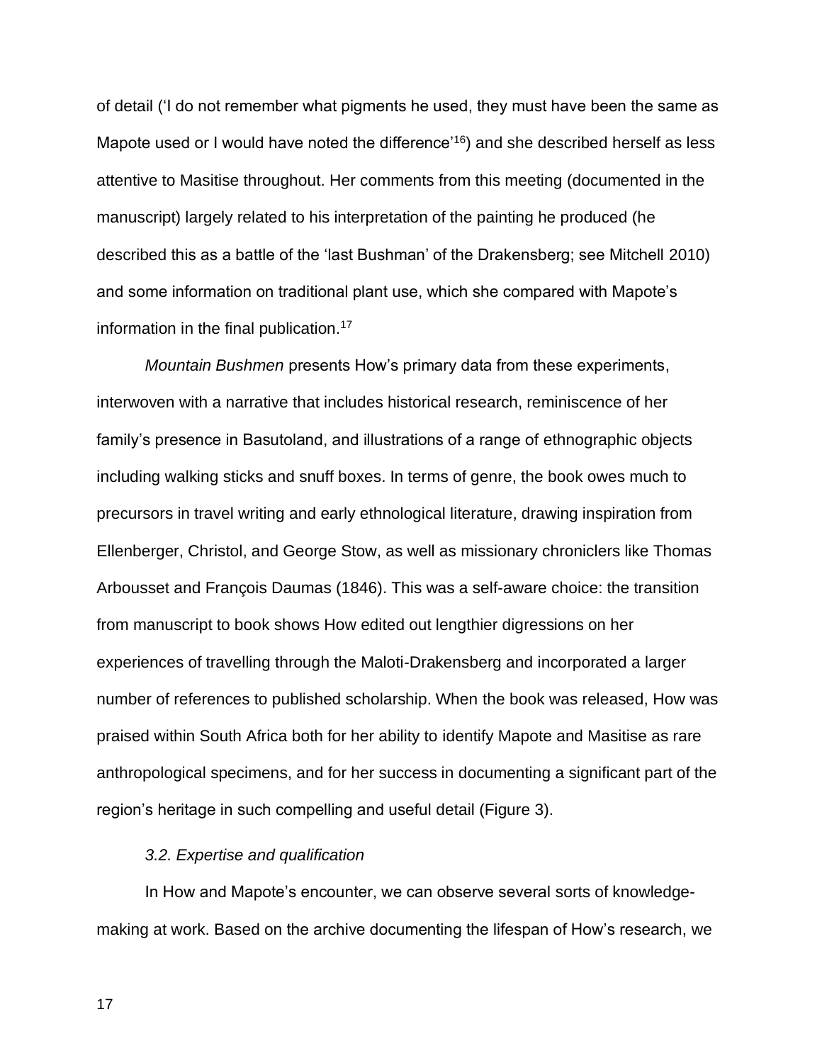of detail ('I do not remember what pigments he used, they must have been the same as Mapote used or I would have noted the difference'[16]) and she described herself as less attentive to Masitise throughout. Her comments from this meeting (documented in the manuscript) largely related to his interpretation of the painting he produced (he described this as a battle of the 'last Bushman' of the Drakensberg; see Mitchell 2010) and some information on traditional plant use, which she compared with Mapote's information in the final publication.[17]

*Mountain Bushmen* presents How's primary data from these experiments, interwoven with a narrative that includes historical research, reminiscence of her family's presence in Basutoland, and illustrations of a range of ethnographic objects including walking sticks and snuff boxes. In terms of genre, the book owes much to precursors in travel writing and early ethnological literature, drawing inspiration from Ellenberger, Christol, and George Stow, as well as missionary chroniclers like Thomas Arbousset and François Daumas (1846). This was a self-aware choice: the transition from manuscript to book shows How edited out lengthier digressions on her experiences of travelling through the Maloti-Drakensberg and incorporated a larger number of references to published scholarship. When the book was released, How was praised within South Africa both for her ability to identify Mapote and Masitise as rare anthropological specimens, and for her success in documenting a significant part of the region's heritage in such compelling and useful detail (Figure 3).

### *3.2. Expertise and qualification*

In How and Mapote's encounter, we can observe several sorts of knowledge-making at work. Based on the archive documenting the lifespan of How's research, we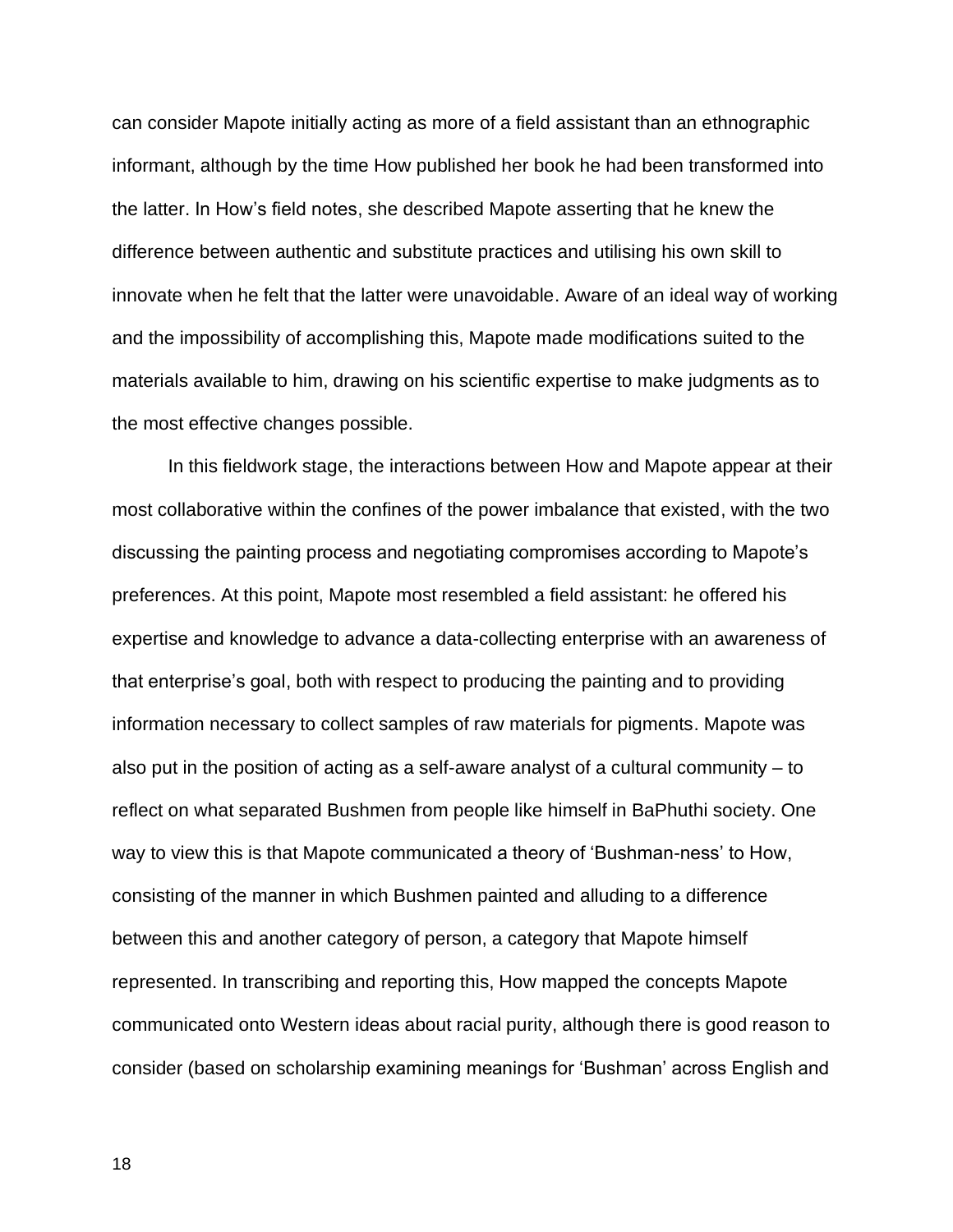can consider Mapote initially acting as more of a field assistant than an ethnographic informant, although by the time How published her book he had been transformed into the latter. In How's field notes, she described Mapote asserting that he knew the difference between authentic and substitute practices and utilising his own skill to innovate when he felt that the latter were unavoidable. Aware of an ideal way of working and the impossibility of accomplishing this, Mapote made modifications suited to the materials available to him, drawing on his scientific expertise to make judgments as to the most effective changes possible.

In this fieldwork stage, the interactions between How and Mapote appear at their most collaborative within the confines of the power imbalance that existed, with the two discussing the painting process and negotiating compromises according to Mapote's preferences. At this point, Mapote most resembled a field assistant: he offered his expertise and knowledge to advance a data-collecting enterprise with an awareness of that enterprise's goal, both with respect to producing the painting and to providing information necessary to collect samples of raw materials for pigments. Mapote was also put in the position of acting as a self-aware analyst of a cultural community – to reflect on what separated Bushmen from people like himself in BaPhuthi society. One way to view this is that Mapote communicated a theory of 'Bushman-ness' to How, consisting of the manner in which Bushmen painted and alluding to a difference between this and another category of person, a category that Mapote himself represented. In transcribing and reporting this, How mapped the concepts Mapote communicated onto Western ideas about racial purity, although there is good reason to consider (based on scholarship examining meanings for 'Bushman' across English and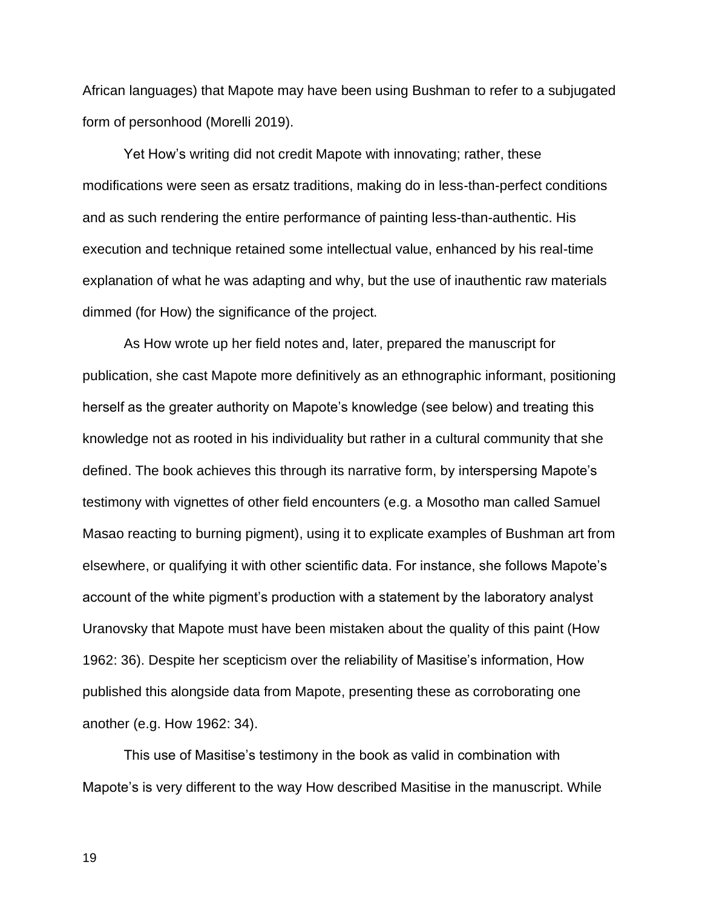African languages) that Mapote may have been using Bushman to refer to a subjugated form of personhood (Morelli 2019).

Yet How's writing did not credit Mapote with innovating; rather, these modifications were seen as ersatz traditions, making do in less-than-perfect conditions and as such rendering the entire performance of painting less-than-authentic. His execution and technique retained some intellectual value, enhanced by his real-time explanation of what he was adapting and why, but the use of inauthentic raw materials dimmed (for How) the significance of the project.

As How wrote up her field notes and, later, prepared the manuscript for publication, she cast Mapote more definitively as an ethnographic informant, positioning herself as the greater authority on Mapote's knowledge (see below) and treating this knowledge not as rooted in his individuality but rather in a cultural community that she defined. The book achieves this through its narrative form, by interspersing Mapote's testimony with vignettes of other field encounters (e.g. a Mosotho man called Samuel Masao reacting to burning pigment), using it to explicate examples of Bushman art from elsewhere, or qualifying it with other scientific data. For instance, she follows Mapote's account of the white pigment's production with a statement by the laboratory analyst Uranovsky that Mapote must have been mistaken about the quality of this paint (How 1962: 36). Despite her scepticism over the reliability of Masitise's information, How published this alongside data from Mapote, presenting these as corroborating one another (e.g. How 1962: 34).

This use of Masitise's testimony in the book as valid in combination with Mapote's is very different to the way How described Masitise in the manuscript. While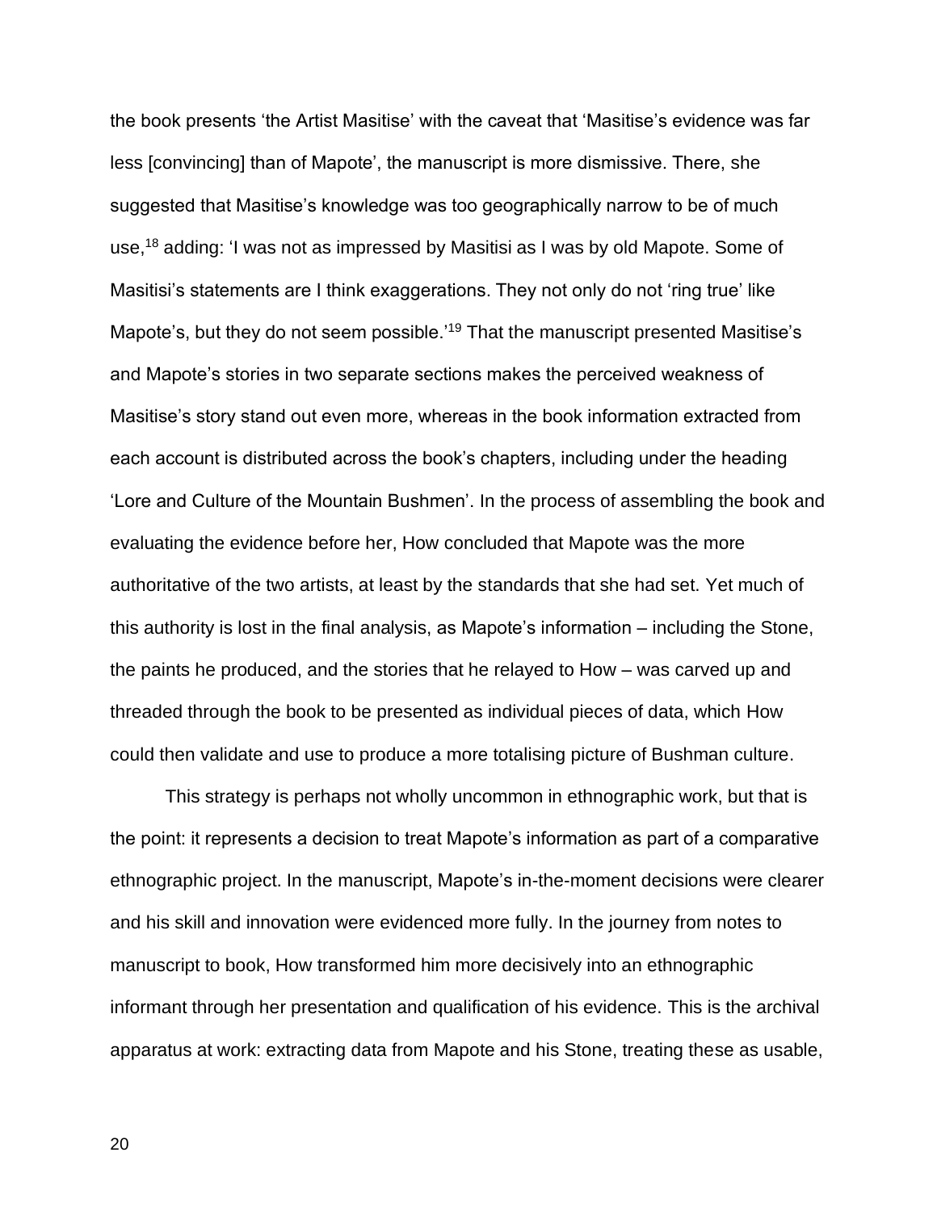the book presents 'the Artist Masitise' with the caveat that 'Masitise's evidence was far less [convincing] than of Mapote', the manuscript is more dismissive. There, she suggested that Masitise's knowledge was too geographically narrow to be of much use,[18] adding: 'I was not as impressed by Masitisi as I was by old Mapote. Some of Masitisi's statements are I think exaggerations. They not only do not 'ring true' like Mapote's, but they do not seem possible.'[19] That the manuscript presented Masitise's and Mapote's stories in two separate sections makes the perceived weakness of Masitise's story stand out even more, whereas in the book information extracted from each account is distributed across the book's chapters, including under the heading 'Lore and Culture of the Mountain Bushmen'. In the process of assembling the book and evaluating the evidence before her, How concluded that Mapote was the more authoritative of the two artists, at least by the standards that she had set. Yet much of this authority is lost in the final analysis, as Mapote's information – including the Stone, the paints he produced, and the stories that he relayed to How – was carved up and threaded through the book to be presented as individual pieces of data, which How could then validate and use to produce a more totalising picture of Bushman culture.

This strategy is perhaps not wholly uncommon in ethnographic work, but that is the point: it represents a decision to treat Mapote's information as part of a comparative ethnographic project. In the manuscript, Mapote's in-the-moment decisions were clearer and his skill and innovation were evidenced more fully. In the journey from notes to manuscript to book, How transformed him more decisively into an ethnographic informant through her presentation and qualification of his evidence. This is the archival apparatus at work: extracting data from Mapote and his Stone, treating these as usable,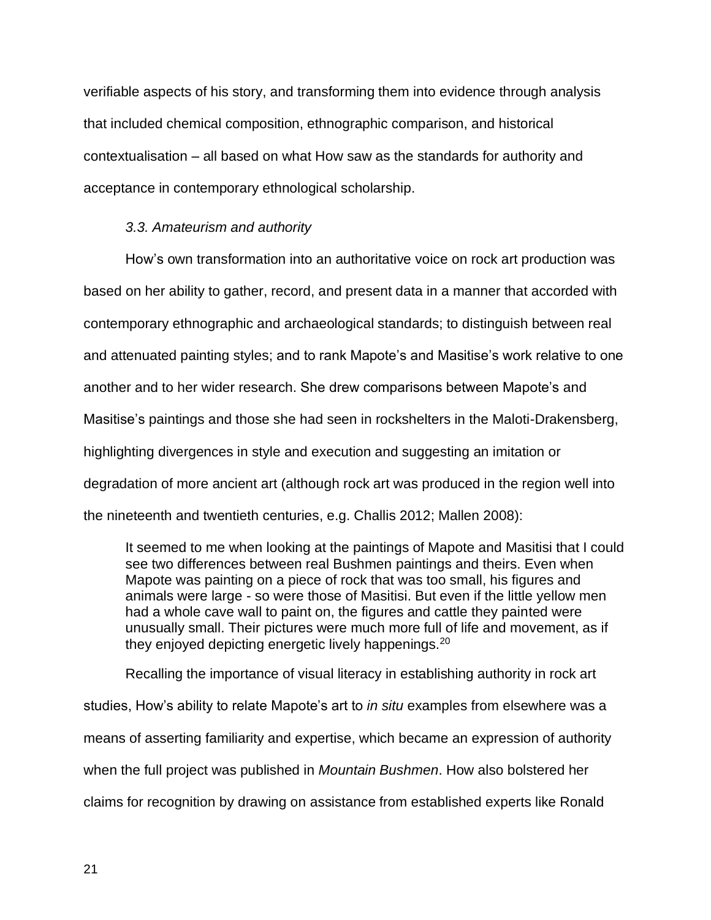verifiable aspects of his story, and transforming them into evidence through analysis that included chemical composition, ethnographic comparison, and historical contextualisation – all based on what How saw as the standards for authority and acceptance in contemporary ethnological scholarship.

### *3.3. Amateurism and authority*

How's own transformation into an authoritative voice on rock art production was based on her ability to gather, record, and present data in a manner that accorded with contemporary ethnographic and archaeological standards; to distinguish between real and attenuated painting styles; and to rank Mapote's and Masitise's work relative to one another and to her wider research. She drew comparisons between Mapote's and Masitise's paintings and those she had seen in rockshelters in the Maloti-Drakensberg, highlighting divergences in style and execution and suggesting an imitation or degradation of more ancient art (although rock art was produced in the region well into the nineteenth and twentieth centuries, e.g. Challis 2012; Mallen 2008):

> It seemed to me when looking at the paintings of Mapote and Masitisi that I could see two differences between real Bushmen paintings and theirs. Even when Mapote was painting on a piece of rock that was too small, his figures and animals were large - so were those of Masitisi. But even if the little yellow men had a whole cave wall to paint on, the figures and cattle they painted were unusually small. Their pictures were much more full of life and movement, as if they enjoyed depicting energetic lively happenings.[20]

Recalling the importance of visual literacy in establishing authority in rock art studies, How's ability to relate Mapote's art to *in situ* examples from elsewhere was a means of asserting familiarity and expertise, which became an expression of authority when the full project was published in *Mountain Bushmen*. How also bolstered her claims for recognition by drawing on assistance from established experts like Ronald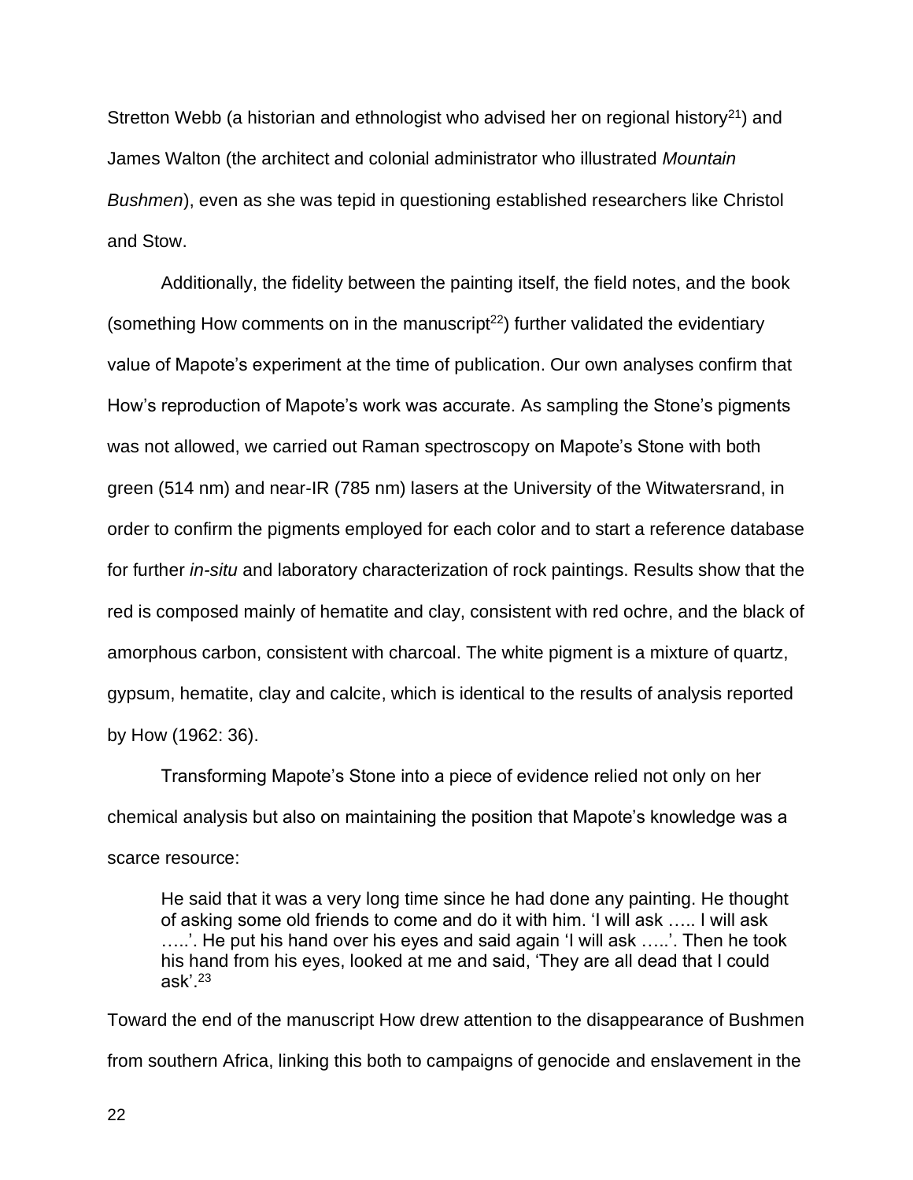Stretton Webb (a historian and ethnologist who advised her on regional history[21]) and James Walton (the architect and colonial administrator who illustrated *Mountain Bushmen*), even as she was tepid in questioning established researchers like Christol and Stow.

Additionally, the fidelity between the painting itself, the field notes, and the book (something How comments on in the manuscript[22]) further validated the evidentiary value of Mapote's experiment at the time of publication. Our own analyses confirm that How's reproduction of Mapote's work was accurate. As sampling the Stone's pigments was not allowed, we carried out Raman spectroscopy on Mapote's Stone with both green (514 nm) and near-IR (785 nm) lasers at the University of the Witwatersrand, in order to confirm the pigments employed for each color and to start a reference database for further *in-situ* and laboratory characterization of rock paintings. Results show that the red is composed mainly of hematite and clay, consistent with red ochre, and the black of amorphous carbon, consistent with charcoal. The white pigment is a mixture of quartz, gypsum, hematite, clay and calcite, which is identical to the results of analysis reported by How (1962: 36).

Transforming Mapote's Stone into a piece of evidence relied not only on her chemical analysis but also on maintaining the position that Mapote's knowledge was a scarce resource:

> He said that it was a very long time since he had done any painting. He thought of asking some old friends to come and do it with him. 'I will ask ….. I will ask …..'. He put his hand over his eyes and said again 'I will ask …..'. Then he took his hand from his eyes, looked at me and said, 'They are all dead that I could ask'.[23]

Toward the end of the manuscript How drew attention to the disappearance of Bushmen from southern Africa, linking this both to campaigns of genocide and enslavement in the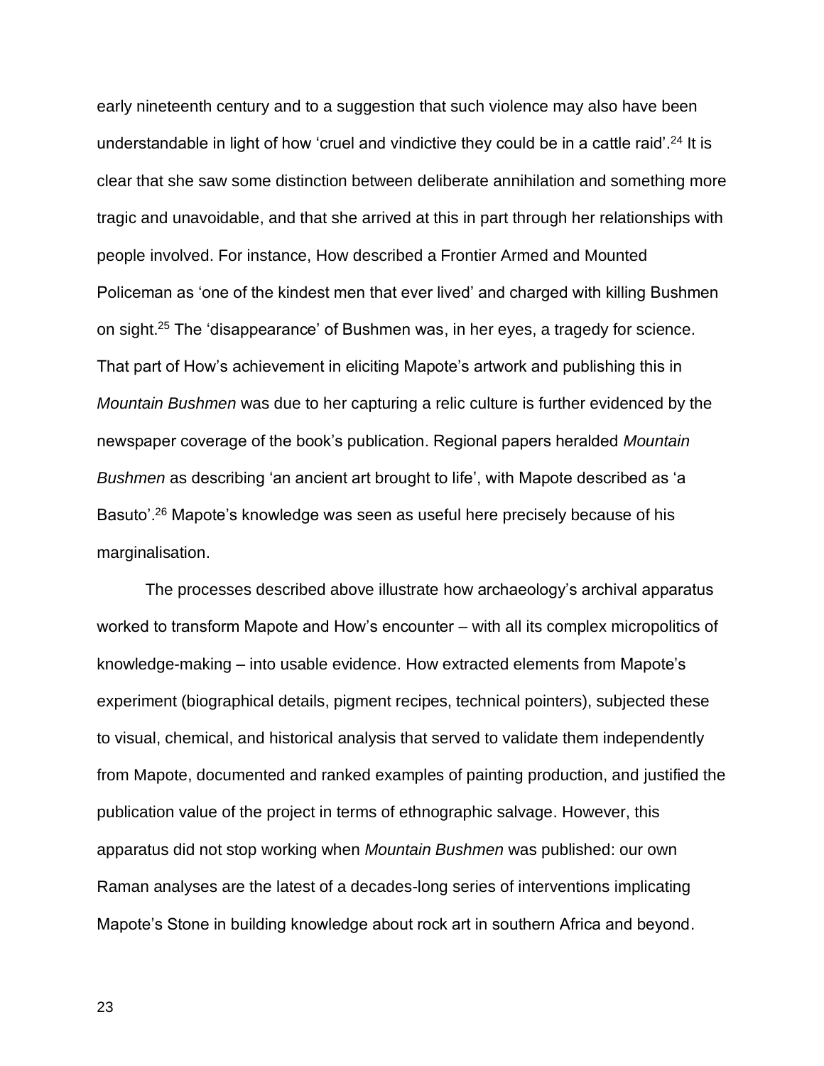early nineteenth century and to a suggestion that such violence may also have been understandable in light of how 'cruel and vindictive they could be in a cattle raid'.[24] It is clear that she saw some distinction between deliberate annihilation and something more tragic and unavoidable, and that she arrived at this in part through her relationships with people involved. For instance, How described a Frontier Armed and Mounted Policeman as 'one of the kindest men that ever lived' and charged with killing Bushmen on sight.[25] The 'disappearance' of Bushmen was, in her eyes, a tragedy for science. That part of How's achievement in eliciting Mapote's artwork and publishing this in *Mountain Bushmen* was due to her capturing a relic culture is further evidenced by the newspaper coverage of the book's publication. Regional papers heralded *Mountain Bushmen* as describing 'an ancient art brought to life', with Mapote described as 'a Basuto'.[26] Mapote's knowledge was seen as useful here precisely because of his marginalisation.

The processes described above illustrate how archaeology's archival apparatus worked to transform Mapote and How's encounter – with all its complex micropolitics of knowledge-making – into usable evidence. How extracted elements from Mapote's experiment (biographical details, pigment recipes, technical pointers), subjected these to visual, chemical, and historical analysis that served to validate them independently from Mapote, documented and ranked examples of painting production, and justified the publication value of the project in terms of ethnographic salvage. However, this apparatus did not stop working when *Mountain Bushmen* was published: our own Raman analyses are the latest of a decades-long series of interventions implicating Mapote's Stone in building knowledge about rock art in southern Africa and beyond.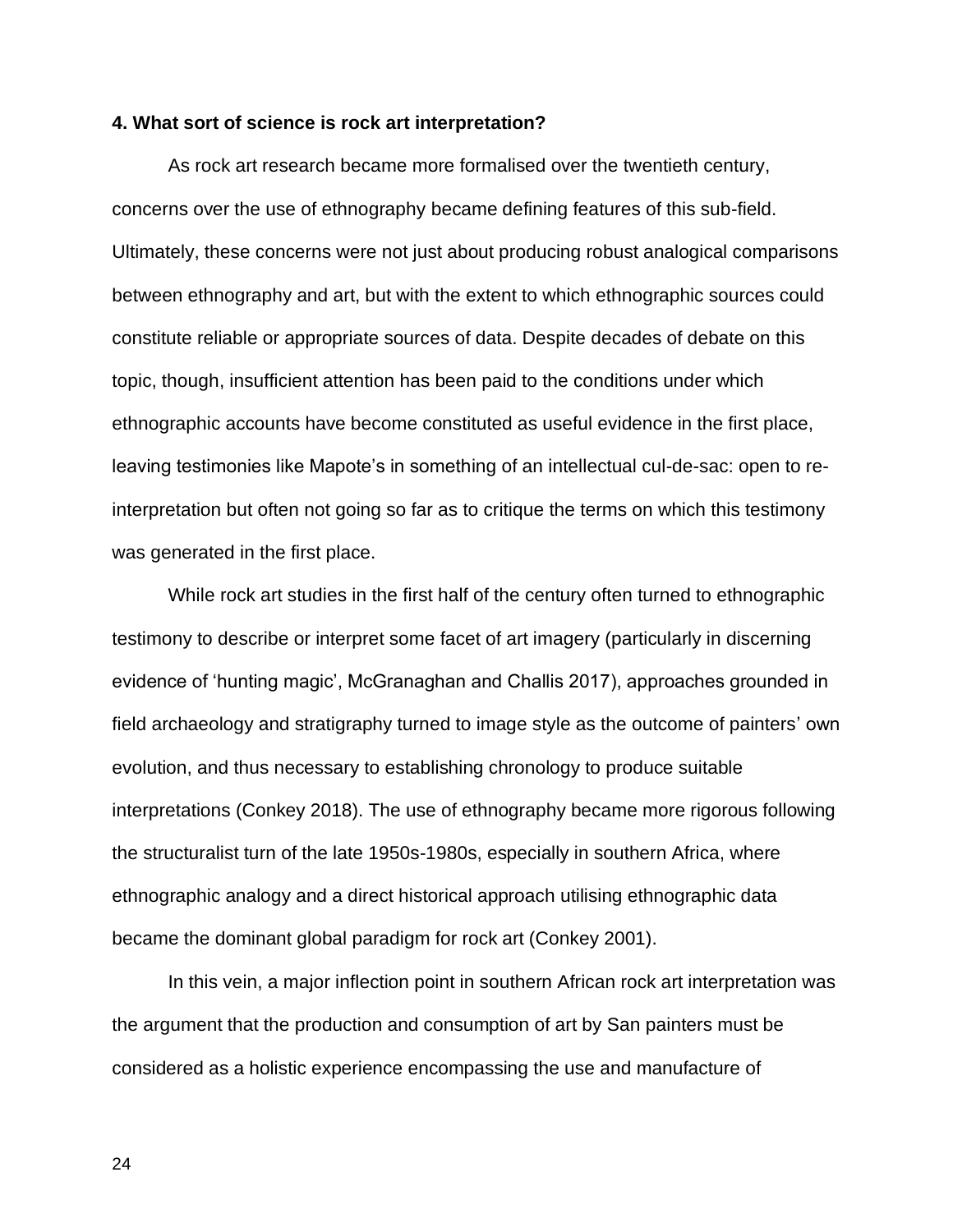**4. What sort of science is rock art interpretation?**

As rock art research became more formalised over the twentieth century, concerns over the use of ethnography became defining features of this sub-field. Ultimately, these concerns were not just about producing robust analogical comparisons between ethnography and art, but with the extent to which ethnographic sources could constitute reliable or appropriate sources of data. Despite decades of debate on this topic, though, insufficient attention has been paid to the conditions under which ethnographic accounts have become constituted as useful evidence in the first place, leaving testimonies like Mapote's in something of an intellectual cul-de-sac: open to re-interpretation but often not going so far as to critique the terms on which this testimony was generated in the first place.

While rock art studies in the first half of the century often turned to ethnographic testimony to describe or interpret some facet of art imagery (particularly in discerning evidence of 'hunting magic', McGranaghan and Challis 2017), approaches grounded in field archaeology and stratigraphy turned to image style as the outcome of painters' own evolution, and thus necessary to establishing chronology to produce suitable interpretations (Conkey 2018). The use of ethnography became more rigorous following the structuralist turn of the late 1950s-1980s, especially in southern Africa, where ethnographic analogy and a direct historical approach utilising ethnographic data became the dominant global paradigm for rock art (Conkey 2001).

In this vein, a major inflection point in southern African rock art interpretation was the argument that the production and consumption of art by San painters must be considered as a holistic experience encompassing the use and manufacture of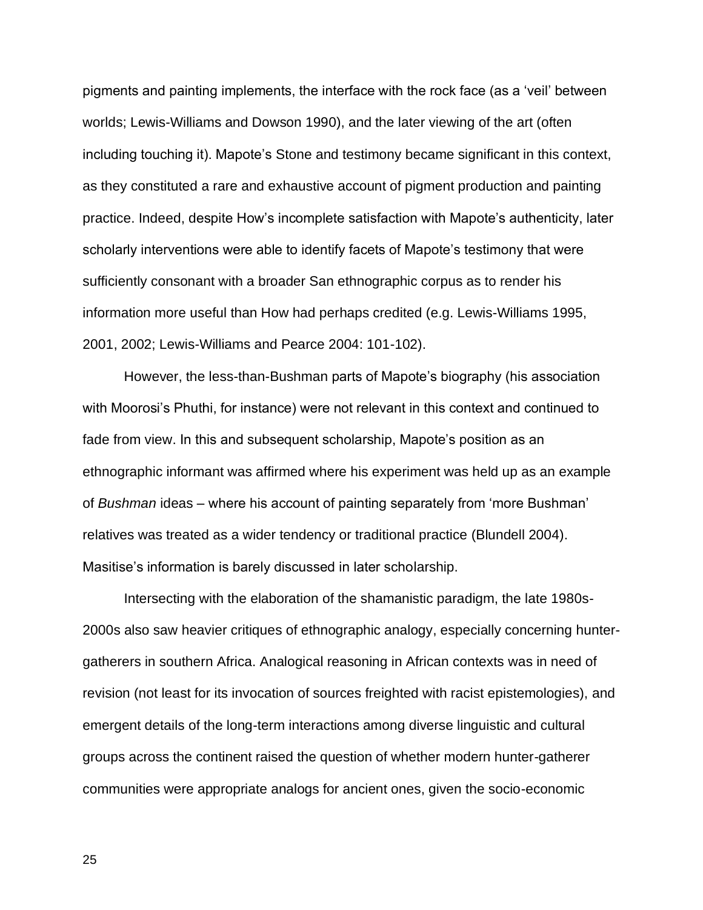pigments and painting implements, the interface with the rock face (as a 'veil' between worlds; Lewis-Williams and Dowson 1990), and the later viewing of the art (often including touching it). Mapote's Stone and testimony became significant in this context, as they constituted a rare and exhaustive account of pigment production and painting practice. Indeed, despite How's incomplete satisfaction with Mapote's authenticity, later scholarly interventions were able to identify facets of Mapote's testimony that were sufficiently consonant with a broader San ethnographic corpus as to render his information more useful than How had perhaps credited (e.g. Lewis-Williams 1995, 2001, 2002; Lewis-Williams and Pearce 2004: 101-102).

However, the less-than-Bushman parts of Mapote's biography (his association with Moorosi's Phuthi, for instance) were not relevant in this context and continued to fade from view. In this and subsequent scholarship, Mapote's position as an ethnographic informant was affirmed where his experiment was held up as an example of *Bushman* ideas – where his account of painting separately from 'more Bushman' relatives was treated as a wider tendency or traditional practice (Blundell 2004). Masitise's information is barely discussed in later scholarship.

Intersecting with the elaboration of the shamanistic paradigm, the late 1980s-2000s also saw heavier critiques of ethnographic analogy, especially concerning hunter-gatherers in southern Africa. Analogical reasoning in African contexts was in need of revision (not least for its invocation of sources freighted with racist epistemologies), and emergent details of the long-term interactions among diverse linguistic and cultural groups across the continent raised the question of whether modern hunter-gatherer communities were appropriate analogs for ancient ones, given the socio-economic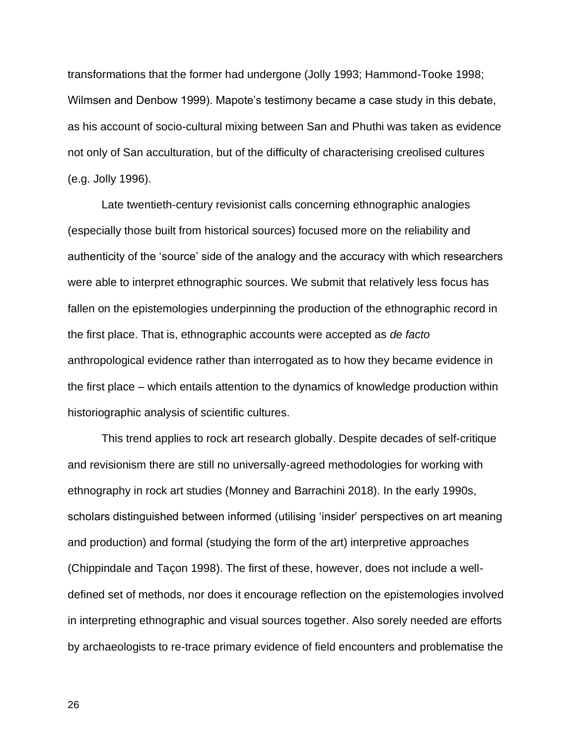transformations that the former had undergone (Jolly 1993; Hammond-Tooke 1998; Wilmsen and Denbow 1999). Mapote's testimony became a case study in this debate, as his account of socio-cultural mixing between San and Phuthi was taken as evidence not only of San acculturation, but of the difficulty of characterising creolised cultures (e.g. Jolly 1996).

Late twentieth-century revisionist calls concerning ethnographic analogies (especially those built from historical sources) focused more on the reliability and authenticity of the 'source' side of the analogy and the accuracy with which researchers were able to interpret ethnographic sources. We submit that relatively less focus has fallen on the epistemologies underpinning the production of the ethnographic record in the first place. That is, ethnographic accounts were accepted as *de facto* anthropological evidence rather than interrogated as to how they became evidence in the first place – which entails attention to the dynamics of knowledge production within historiographic analysis of scientific cultures.

This trend applies to rock art research globally. Despite decades of self-critique and revisionism there are still no universally-agreed methodologies for working with ethnography in rock art studies (Monney and Barrachini 2018). In the early 1990s, scholars distinguished between informed (utilising 'insider' perspectives on art meaning and production) and formal (studying the form of the art) interpretive approaches (Chippindale and Taçon 1998). The first of these, however, does not include a well-defined set of methods, nor does it encourage reflection on the epistemologies involved in interpreting ethnographic and visual sources together. Also sorely needed are efforts by archaeologists to re-trace primary evidence of field encounters and problematise the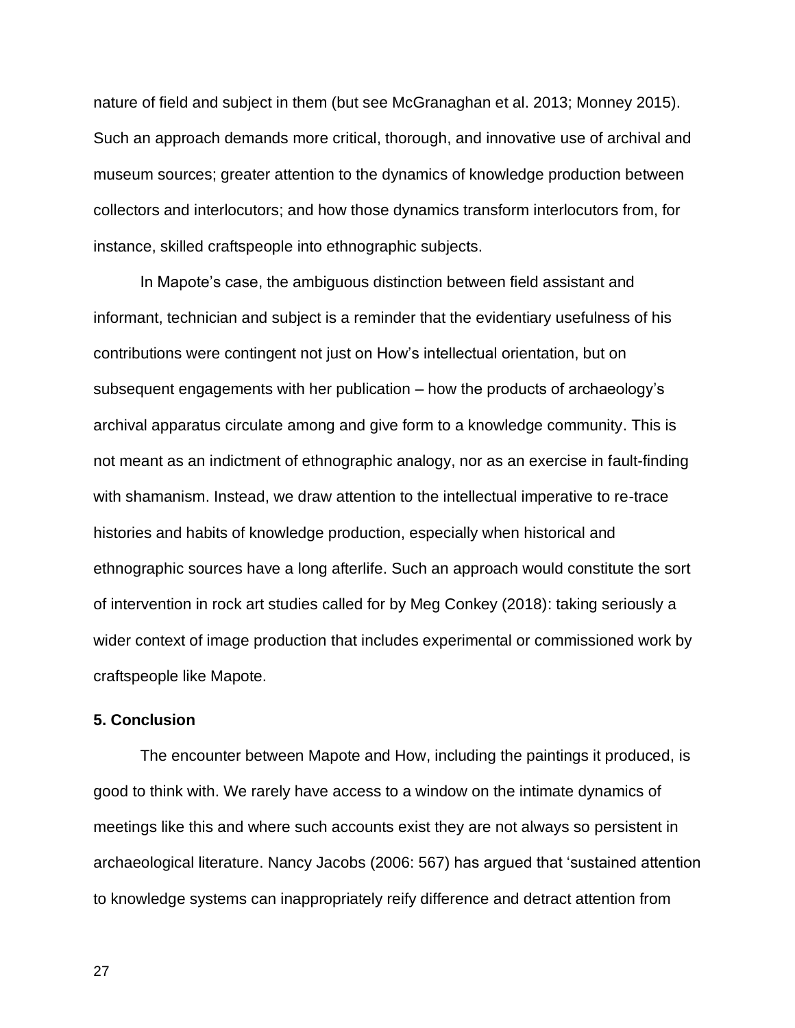nature of field and subject in them (but see McGranaghan et al. 2013; Monney 2015). Such an approach demands more critical, thorough, and innovative use of archival and museum sources; greater attention to the dynamics of knowledge production between collectors and interlocutors; and how those dynamics transform interlocutors from, for instance, skilled craftspeople into ethnographic subjects.

In Mapote's case, the ambiguous distinction between field assistant and informant, technician and subject is a reminder that the evidentiary usefulness of his contributions were contingent not just on How's intellectual orientation, but on subsequent engagements with her publication – how the products of archaeology's archival apparatus circulate among and give form to a knowledge community. This is not meant as an indictment of ethnographic analogy, nor as an exercise in fault-finding with shamanism. Instead, we draw attention to the intellectual imperative to re-trace histories and habits of knowledge production, especially when historical and ethnographic sources have a long afterlife. Such an approach would constitute the sort of intervention in rock art studies called for by Meg Conkey (2018): taking seriously a wider context of image production that includes experimental or commissioned work by craftspeople like Mapote.

## 5. Conclusion

The encounter between Mapote and How, including the paintings it produced, is good to think with. We rarely have access to a window on the intimate dynamics of meetings like this and where such accounts exist they are not always so persistent in archaeological literature. Nancy Jacobs (2006: 567) has argued that 'sustained attention to knowledge systems can inappropriately reify difference and detract attention from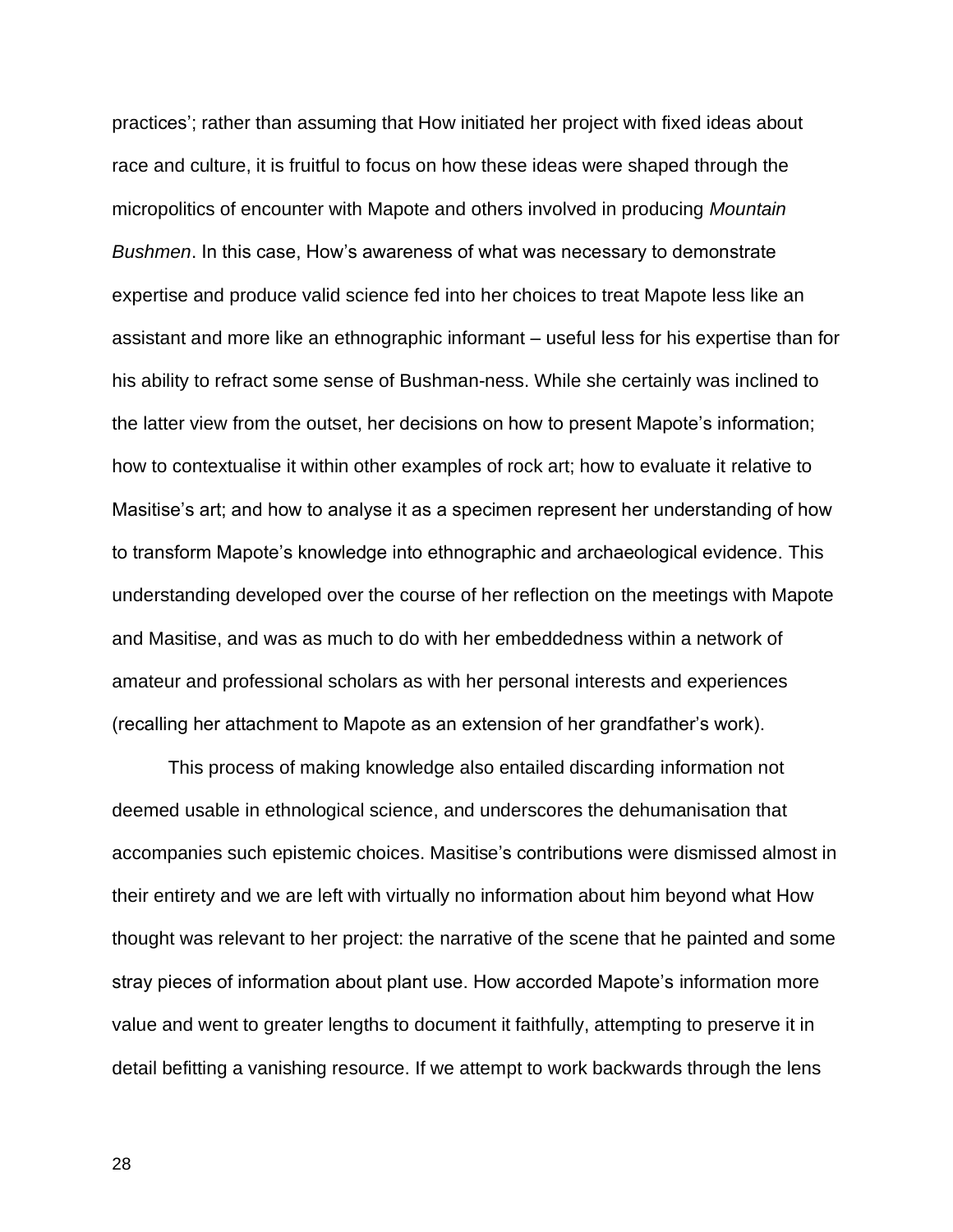practices'; rather than assuming that How initiated her project with fixed ideas about race and culture, it is fruitful to focus on how these ideas were shaped through the micropolitics of encounter with Mapote and others involved in producing *Mountain Bushmen*. In this case, How's awareness of what was necessary to demonstrate expertise and produce valid science fed into her choices to treat Mapote less like an assistant and more like an ethnographic informant – useful less for his expertise than for his ability to refract some sense of Bushman-ness. While she certainly was inclined to the latter view from the outset, her decisions on how to present Mapote's information; how to contextualise it within other examples of rock art; how to evaluate it relative to Masitise's art; and how to analyse it as a specimen represent her understanding of how to transform Mapote's knowledge into ethnographic and archaeological evidence. This understanding developed over the course of her reflection on the meetings with Mapote and Masitise, and was as much to do with her embeddedness within a network of amateur and professional scholars as with her personal interests and experiences (recalling her attachment to Mapote as an extension of her grandfather's work).

This process of making knowledge also entailed discarding information not deemed usable in ethnological science, and underscores the dehumanisation that accompanies such epistemic choices. Masitise's contributions were dismissed almost in their entirety and we are left with virtually no information about him beyond what How thought was relevant to her project: the narrative of the scene that he painted and some stray pieces of information about plant use. How accorded Mapote's information more value and went to greater lengths to document it faithfully, attempting to preserve it in detail befitting a vanishing resource. If we attempt to work backwards through the lens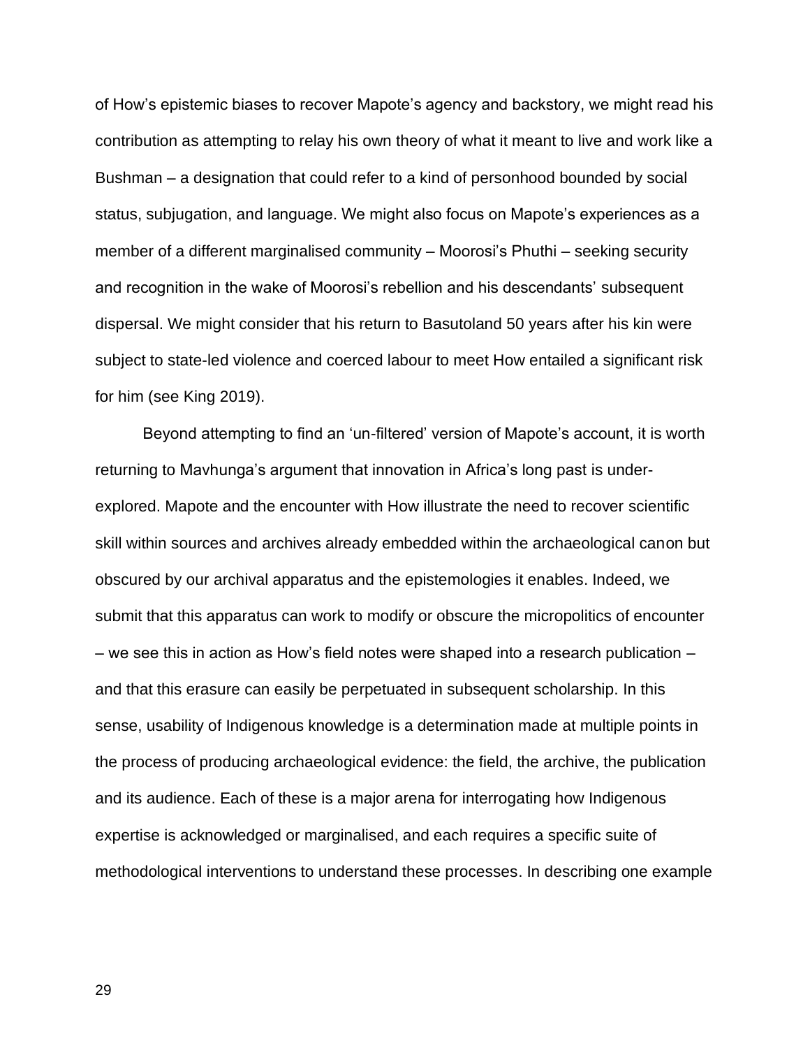of How's epistemic biases to recover Mapote's agency and backstory, we might read his contribution as attempting to relay his own theory of what it meant to live and work like a Bushman – a designation that could refer to a kind of personhood bounded by social status, subjugation, and language. We might also focus on Mapote's experiences as a member of a different marginalised community – Moorosi's Phuthi – seeking security and recognition in the wake of Moorosi's rebellion and his descendants' subsequent dispersal. We might consider that his return to Basutoland 50 years after his kin were subject to state-led violence and coerced labour to meet How entailed a significant risk for him (see King 2019).

Beyond attempting to find an 'un-filtered' version of Mapote's account, it is worth returning to Mavhunga's argument that innovation in Africa's long past is under-explored. Mapote and the encounter with How illustrate the need to recover scientific skill within sources and archives already embedded within the archaeological canon but obscured by our archival apparatus and the epistemologies it enables. Indeed, we submit that this apparatus can work to modify or obscure the micropolitics of encounter – we see this in action as How's field notes were shaped into a research publication – and that this erasure can easily be perpetuated in subsequent scholarship. In this sense, usability of Indigenous knowledge is a determination made at multiple points in the process of producing archaeological evidence: the field, the archive, the publication and its audience. Each of these is a major arena for interrogating how Indigenous expertise is acknowledged or marginalised, and each requires a specific suite of methodological interventions to understand these processes. In describing one example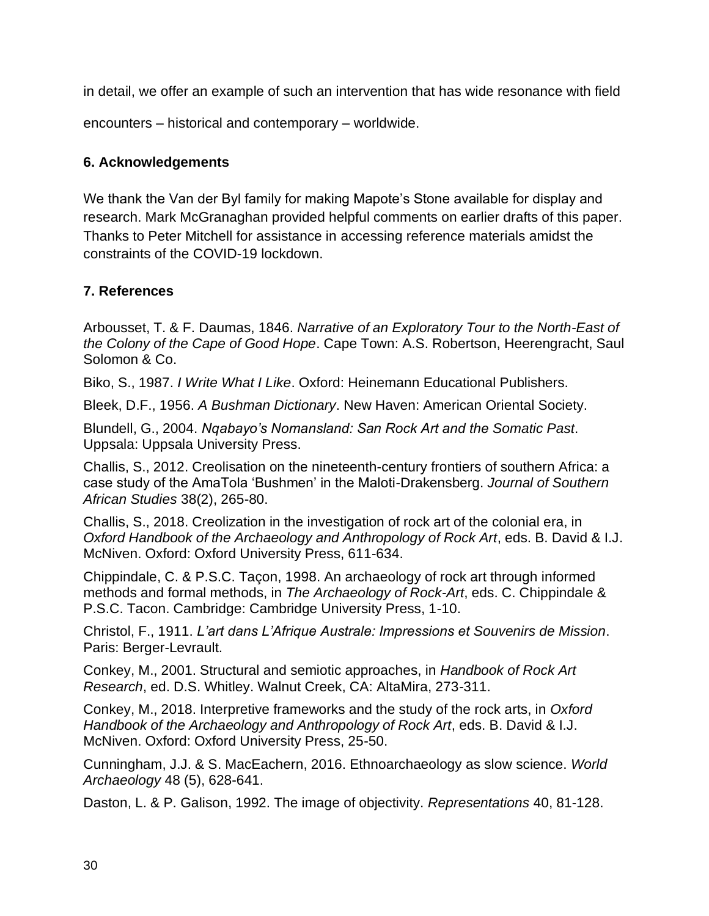in detail, we offer an example of such an intervention that has wide resonance with field encounters – historical and contemporary – worldwide.

## 6. Acknowledgements

We thank the Van der Byl family for making Mapote's Stone available for display and research. Mark McGranaghan provided helpful comments on earlier drafts of this paper. Thanks to Peter Mitchell for assistance in accessing reference materials amidst the constraints of the COVID-19 lockdown.

## 7. References

Arbousset, T. & F. Daumas, 1846. *Narrative of an Exploratory Tour to the North-East of the Colony of the Cape of Good Hope*. Cape Town: A.S. Robertson, Heerengracht, Saul Solomon & Co.

Biko, S., 1987. *I Write What I Like*. Oxford: Heinemann Educational Publishers.

Bleek, D.F., 1956. *A Bushman Dictionary*. New Haven: American Oriental Society.

Blundell, G., 2004. *Nqabayo's Nomansland: San Rock Art and the Somatic Past*. Uppsala: Uppsala University Press.

Challis, S., 2012. Creolisation on the nineteenth-century frontiers of southern Africa: a case study of the AmaTola 'Bushmen' in the Maloti-Drakensberg. *Journal of Southern African Studies* 38(2), 265-80.

Challis, S., 2018. Creolization in the investigation of rock art of the colonial era, in *Oxford Handbook of the Archaeology and Anthropology of Rock Art*, eds. B. David & I.J. McNiven. Oxford: Oxford University Press, 611-634.

Chippindale, C. & P.S.C. Taçon, 1998. An archaeology of rock art through informed methods and formal methods, in *The Archaeology of Rock-Art*, eds. C. Chippindale & P.S.C. Tacon. Cambridge: Cambridge University Press, 1-10.

Christol, F., 1911. *L'art dans L'Afrique Australe: Impressions et Souvenirs de Mission*. Paris: Berger-Levrault.

Conkey, M., 2001. Structural and semiotic approaches, in *Handbook of Rock Art Research*, ed. D.S. Whitley. Walnut Creek, CA: AltaMira, 273-311.

Conkey, M., 2018. Interpretive frameworks and the study of the rock arts, in *Oxford Handbook of the Archaeology and Anthropology of Rock Art*, eds. B. David & I.J. McNiven. Oxford: Oxford University Press, 25-50.

Cunningham, J.J. & S. MacEachern, 2016. Ethnoarchaeology as slow science. *World Archaeology* 48 (5), 628-641.

Daston, L. & P. Galison, 1992. The image of objectivity. *Representations* 40, 81-128.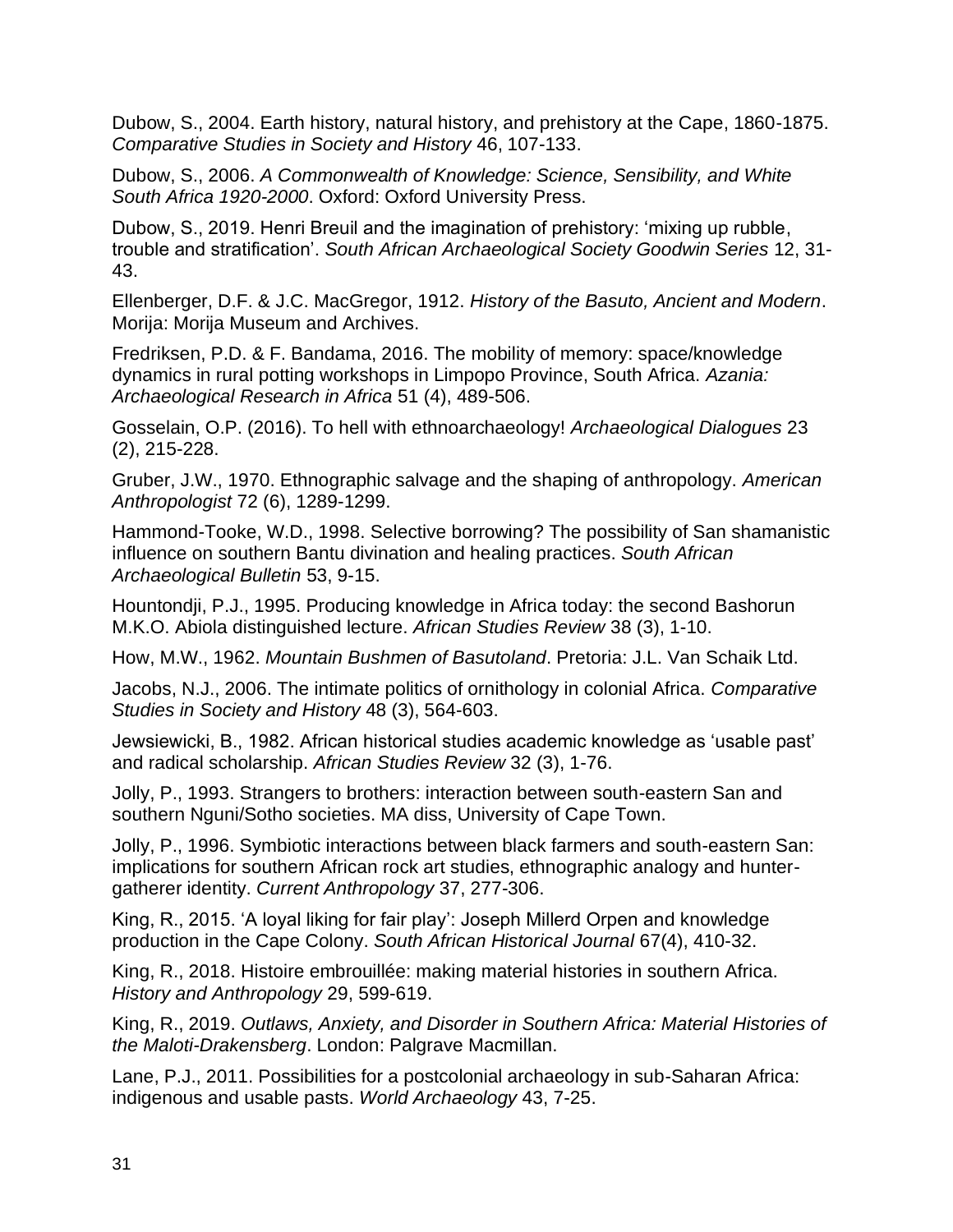Dubow, S., 2004. Earth history, natural history, and prehistory at the Cape, 1860-1875. *Comparative Studies in Society and History* 46, 107-133.

Dubow, S., 2006. *A Commonwealth of Knowledge: Science, Sensibility, and White South Africa 1920-2000*. Oxford: Oxford University Press.

Dubow, S., 2019. Henri Breuil and the imagination of prehistory: 'mixing up rubble, trouble and stratification'. *South African Archaeological Society Goodwin Series* 12, 31-43.

Ellenberger, D.F. & J.C. MacGregor, 1912. *History of the Basuto, Ancient and Modern*. Morija: Morija Museum and Archives.

Fredriksen, P.D. & F. Bandama, 2016. The mobility of memory: space/knowledge dynamics in rural potting workshops in Limpopo Province, South Africa. *Azania: Archaeological Research in Africa* 51 (4), 489-506.

Gosselain, O.P. (2016). To hell with ethnoarchaeology! *Archaeological Dialogues* 23 (2), 215-228.

Gruber, J.W., 1970. Ethnographic salvage and the shaping of anthropology. *American Anthropologist* 72 (6), 1289-1299.

Hammond-Tooke, W.D., 1998. Selective borrowing? The possibility of San shamanistic influence on southern Bantu divination and healing practices. *South African Archaeological Bulletin* 53, 9-15.

Hountondji, P.J., 1995. Producing knowledge in Africa today: the second Bashorun M.K.O. Abiola distinguished lecture. *African Studies Review* 38 (3), 1-10.

How, M.W., 1962. *Mountain Bushmen of Basutoland*. Pretoria: J.L. Van Schaik Ltd.

Jacobs, N.J., 2006. The intimate politics of ornithology in colonial Africa. *Comparative Studies in Society and History* 48 (3), 564-603.

Jewsiewicki, B., 1982. African historical studies academic knowledge as 'usable past' and radical scholarship. *African Studies Review* 32 (3), 1-76.

Jolly, P., 1993. Strangers to brothers: interaction between south-eastern San and southern Nguni/Sotho societies. MA diss, University of Cape Town.

Jolly, P., 1996. Symbiotic interactions between black farmers and south-eastern San: implications for southern African rock art studies, ethnographic analogy and hunter-gatherer identity. *Current Anthropology* 37, 277-306.

King, R., 2015. 'A loyal liking for fair play': Joseph Millerd Orpen and knowledge production in the Cape Colony. *South African Historical Journal* 67(4), 410-32.

King, R., 2018. Histoire embrouillée: making material histories in southern Africa. *History and Anthropology* 29, 599-619.

King, R., 2019. *Outlaws, Anxiety, and Disorder in Southern Africa: Material Histories of the Maloti-Drakensberg*. London: Palgrave Macmillan.

Lane, P.J., 2011. Possibilities for a postcolonial archaeology in sub-Saharan Africa: indigenous and usable pasts. *World Archaeology* 43, 7-25.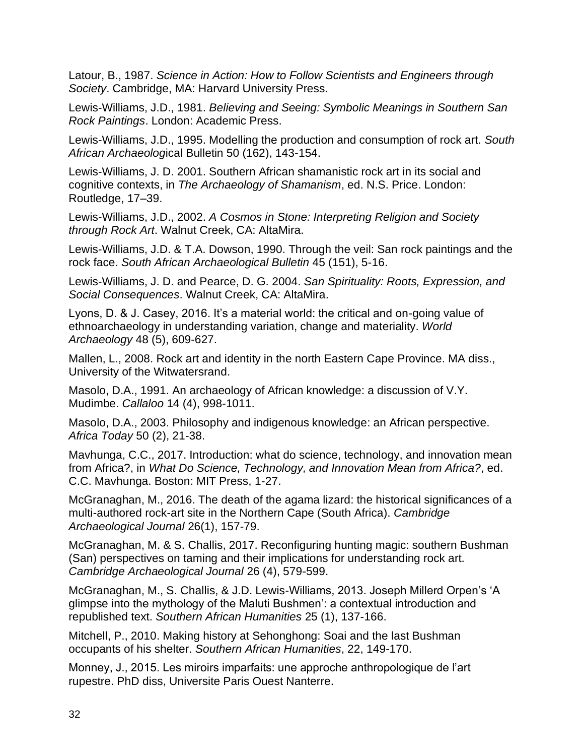Latour, B., 1987. *Science in Action: How to Follow Scientists and Engineers through Society*. Cambridge, MA: Harvard University Press.

Lewis-Williams, J.D., 1981. *Believing and Seeing: Symbolic Meanings in Southern San Rock Paintings*. London: Academic Press.

Lewis-Williams, J.D., 1995. Modelling the production and consumption of rock art. *South African Archaeolog*ical Bulletin 50 (162), 143-154.

Lewis-Williams, J. D. 2001. Southern African shamanistic rock art in its social and cognitive contexts, in *The Archaeology of Shamanism*, ed. N.S. Price. London: Routledge, 17–39.

Lewis-Williams, J.D., 2002. *A Cosmos in Stone: Interpreting Religion and Society through Rock Art*. Walnut Creek, CA: AltaMira.

Lewis-Williams, J.D. & T.A. Dowson, 1990. Through the veil: San rock paintings and the rock face. *South African Archaeological Bulletin* 45 (151), 5-16.

Lewis-Williams, J. D. and Pearce, D. G. 2004. *San Spirituality: Roots, Expression, and Social Consequences*. Walnut Creek, CA: AltaMira.

Lyons, D. & J. Casey, 2016. It's a material world: the critical and on-going value of ethnoarchaeology in understanding variation, change and materiality. *World Archaeology* 48 (5), 609-627.

Mallen, L., 2008. Rock art and identity in the north Eastern Cape Province. MA diss., University of the Witwatersrand.

Masolo, D.A., 1991. An archaeology of African knowledge: a discussion of V.Y. Mudimbe. *Callaloo* 14 (4), 998-1011.

Masolo, D.A., 2003. Philosophy and indigenous knowledge: an African perspective. *Africa Today* 50 (2), 21-38.

Mavhunga, C.C., 2017. Introduction: what do science, technology, and innovation mean from Africa?, in *What Do Science, Technology, and Innovation Mean from Africa?*, ed. C.C. Mavhunga. Boston: MIT Press, 1-27.

McGranaghan, M., 2016. The death of the agama lizard: the historical significances of a multi-authored rock-art site in the Northern Cape (South Africa). *Cambridge Archaeological Journal* 26(1), 157-79.

McGranaghan, M. & S. Challis, 2017. Reconfiguring hunting magic: southern Bushman (San) perspectives on taming and their implications for understanding rock art. *Cambridge Archaeological Journal* 26 (4), 579-599.

McGranaghan, M., S. Challis, & J.D. Lewis-Williams, 2013. Joseph Millerd Orpen's 'A glimpse into the mythology of the Maluti Bushmen': a contextual introduction and republished text. *Southern African Humanities* 25 (1), 137-166.

Mitchell, P., 2010. Making history at Sehonghong: Soai and the last Bushman occupants of his shelter. *Southern African Humanities*, 22, 149-170.

Monney, J., 2015. Les miroirs imparfaits: une approche anthropologique de l'art rupestre. PhD diss, Universite Paris Ouest Nanterre.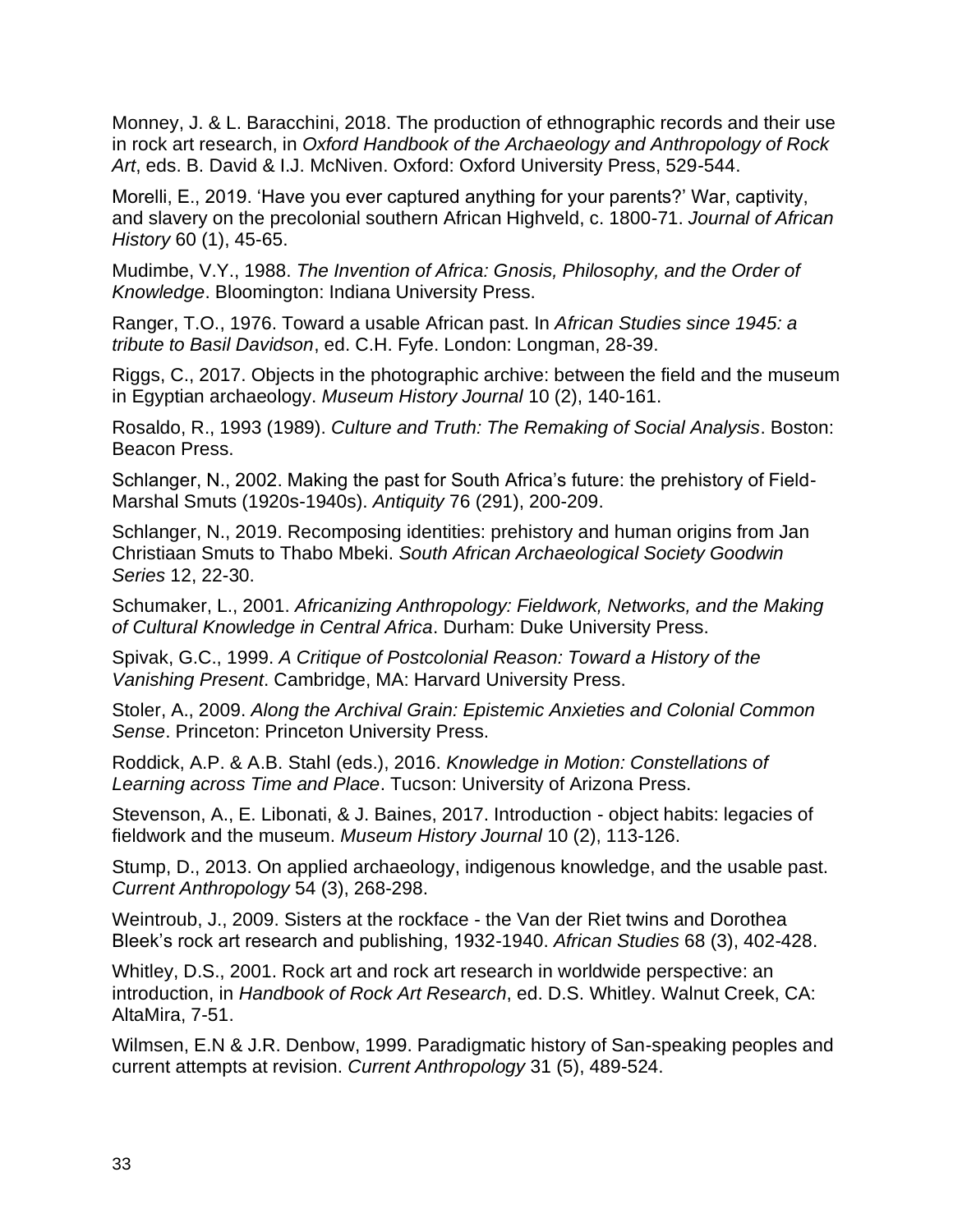Monney, J. & L. Baracchini, 2018. The production of ethnographic records and their use in rock art research, in *Oxford Handbook of the Archaeology and Anthropology of Rock Art*, eds. B. David & I.J. McNiven. Oxford: Oxford University Press, 529-544.

Morelli, E., 2019. 'Have you ever captured anything for your parents?' War, captivity, and slavery on the precolonial southern African Highveld, c. 1800-71. *Journal of African History* 60 (1), 45-65.

Mudimbe, V.Y., 1988. *The Invention of Africa: Gnosis, Philosophy, and the Order of Knowledge*. Bloomington: Indiana University Press.

Ranger, T.O., 1976. Toward a usable African past. In *African Studies since 1945: a tribute to Basil Davidson*, ed. C.H. Fyfe. London: Longman, 28-39.

Riggs, C., 2017. Objects in the photographic archive: between the field and the museum in Egyptian archaeology. *Museum History Journal* 10 (2), 140-161.

Rosaldo, R., 1993 (1989). *Culture and Truth: The Remaking of Social Analysis*. Boston: Beacon Press.

Schlanger, N., 2002. Making the past for South Africa's future: the prehistory of Field-Marshal Smuts (1920s-1940s). *Antiquity* 76 (291), 200-209.

Schlanger, N., 2019. Recomposing identities: prehistory and human origins from Jan Christiaan Smuts to Thabo Mbeki. *South African Archaeological Society Goodwin Series* 12, 22-30.

Schumaker, L., 2001. *Africanizing Anthropology: Fieldwork, Networks, and the Making of Cultural Knowledge in Central Africa*. Durham: Duke University Press.

Spivak, G.C., 1999. *A Critique of Postcolonial Reason: Toward a History of the Vanishing Present*. Cambridge, MA: Harvard University Press.

Stoler, A., 2009. *Along the Archival Grain: Epistemic Anxieties and Colonial Common Sense*. Princeton: Princeton University Press.

Roddick, A.P. & A.B. Stahl (eds.), 2016. *Knowledge in Motion: Constellations of Learning across Time and Place*. Tucson: University of Arizona Press.

Stevenson, A., E. Libonati, & J. Baines, 2017. Introduction - object habits: legacies of fieldwork and the museum. *Museum History Journal* 10 (2), 113-126.

Stump, D., 2013. On applied archaeology, indigenous knowledge, and the usable past. *Current Anthropology* 54 (3), 268-298.

Weintroub, J., 2009. Sisters at the rockface - the Van der Riet twins and Dorothea Bleek's rock art research and publishing, 1932-1940. *African Studies* 68 (3), 402-428.

Whitley, D.S., 2001. Rock art and rock art research in worldwide perspective: an introduction, in *Handbook of Rock Art Research*, ed. D.S. Whitley. Walnut Creek, CA: AltaMira, 7-51.

Wilmsen, E.N & J.R. Denbow, 1999. Paradigmatic history of San-speaking peoples and current attempts at revision. *Current Anthropology* 31 (5), 489-524.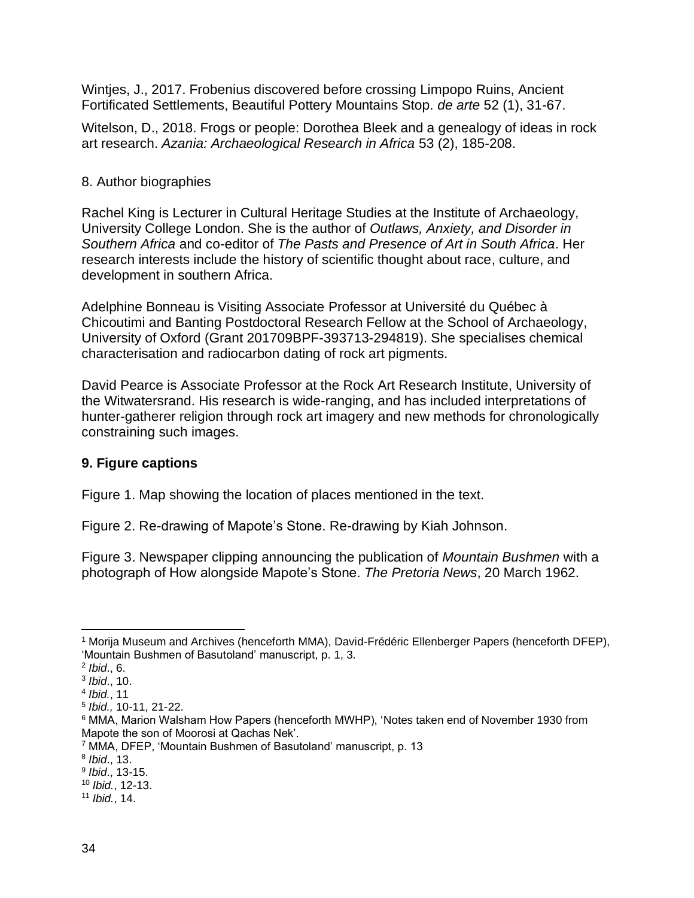Wintjes, J., 2017. Frobenius discovered before crossing Limpopo Ruins, Ancient Fortificated Settlements, Beautiful Pottery Mountains Stop. *de arte* 52 (1), 31-67.

Witelson, D., 2018. Frogs or people: Dorothea Bleek and a genealogy of ideas in rock art research. *Azania: Archaeological Research in Africa* 53 (2), 185-208.

8. Author biographies

Rachel King is Lecturer in Cultural Heritage Studies at the Institute of Archaeology, University College London. She is the author of *Outlaws, Anxiety, and Disorder in Southern Africa* and co-editor of *The Pasts and Presence of Art in South Africa*. Her research interests include the history of scientific thought about race, culture, and development in southern Africa.

Adelphine Bonneau is Visiting Associate Professor at Université du Québec à Chicoutimi and Banting Postdoctoral Research Fellow at the School of Archaeology, University of Oxford (Grant 201709BPF-393713-294819). She specialises chemical characterisation and radiocarbon dating of rock art pigments.

David Pearce is Associate Professor at the Rock Art Research Institute, University of the Witwatersrand. His research is wide-ranging, and has included interpretations of hunter-gatherer religion through rock art imagery and new methods for chronologically constraining such images.

## 9. Figure captions

Figure 1. Map showing the location of places mentioned in the text.

Figure 2. Re-drawing of Mapote's Stone. Re-drawing by Kiah Johnson.

Figure 3. Newspaper clipping announcing the publication of *Mountain Bushmen* with a photograph of How alongside Mapote's Stone. *The Pretoria News*, 20 March 1962.

---

[1] Morija Museum and Archives (henceforth MMA), David-Frédéric Ellenberger Papers (henceforth DFEP), 'Mountain Bushmen of Basutoland' manuscript, p. 1, 3.
[2] *Ibid*., 6.
[3] *Ibid*., 10.
[4] *Ibid.*, 11
[5] *Ibid.,* 10-11, 21-22.
[6] MMA, Marion Walsham How Papers (henceforth MWHP), 'Notes taken end of November 1930 from Mapote the son of Moorosi at Qachas Nek'.
[7] MMA, DFEP, 'Mountain Bushmen of Basutoland' manuscript, p. 13
[8] *Ibid*., 13.
[9] *Ibid*., 13-15.
[10] *Ibid.*, 12-13.
[11] *Ibid.*, 14.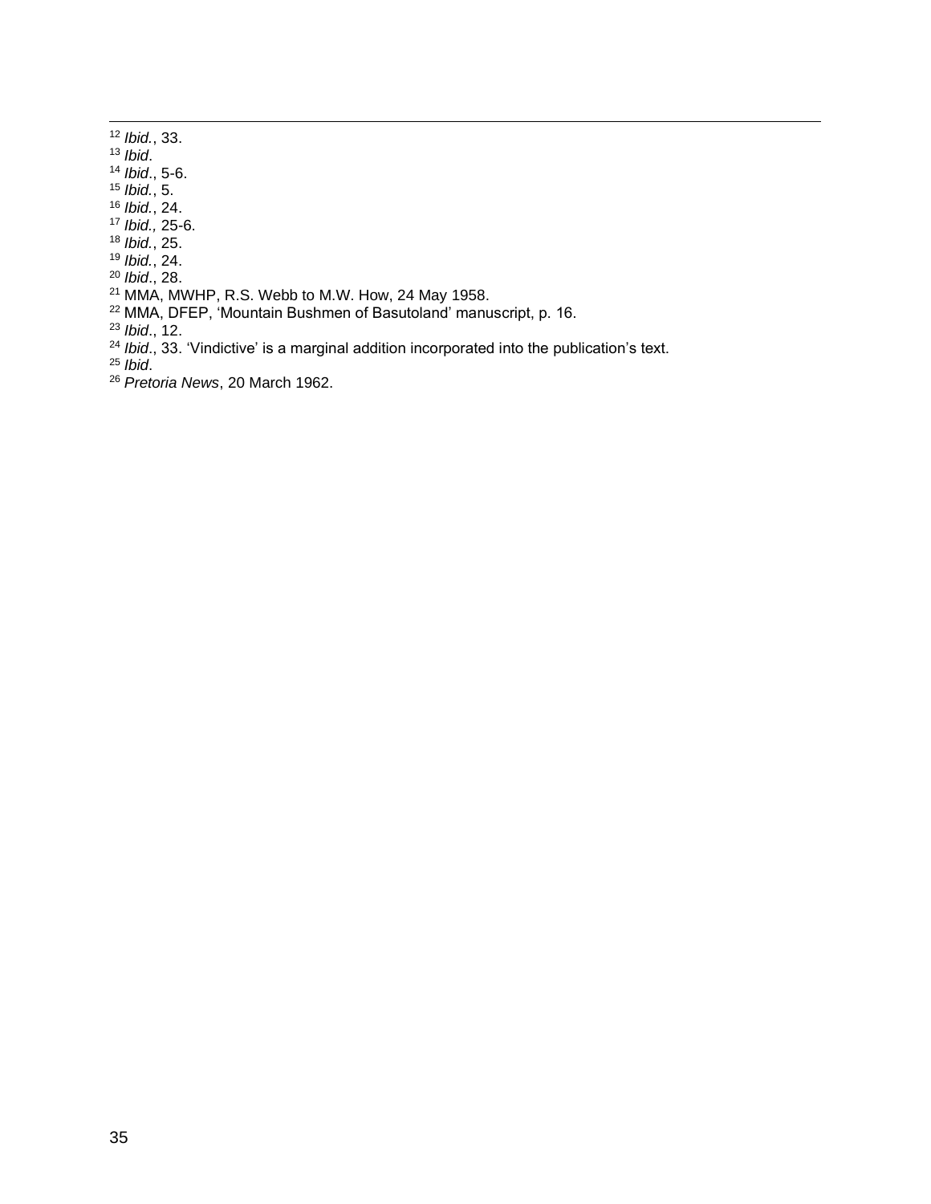[12] *Ibid.*, 33.
[13] *Ibid*.
[14] *Ibid*., 5-6.
[15] *Ibid.*, 5.
[16] *Ibid.*, 24.
[17] *Ibid.,* 25-6.
[18] *Ibid.*, 25.
[19] *Ibid.*, 24.
[20] *Ibid*., 28.
[21] MMA, MWHP, R.S. Webb to M.W. How, 24 May 1958.
[22] MMA, DFEP, 'Mountain Bushmen of Basutoland' manuscript, p. 16.
[23] *Ibid*., 12.
[24] *Ibid*., 33. 'Vindictive' is a marginal addition incorporated into the publication's text.
[25] *Ibid*.
[26] *Pretoria News*, 20 March 1962.